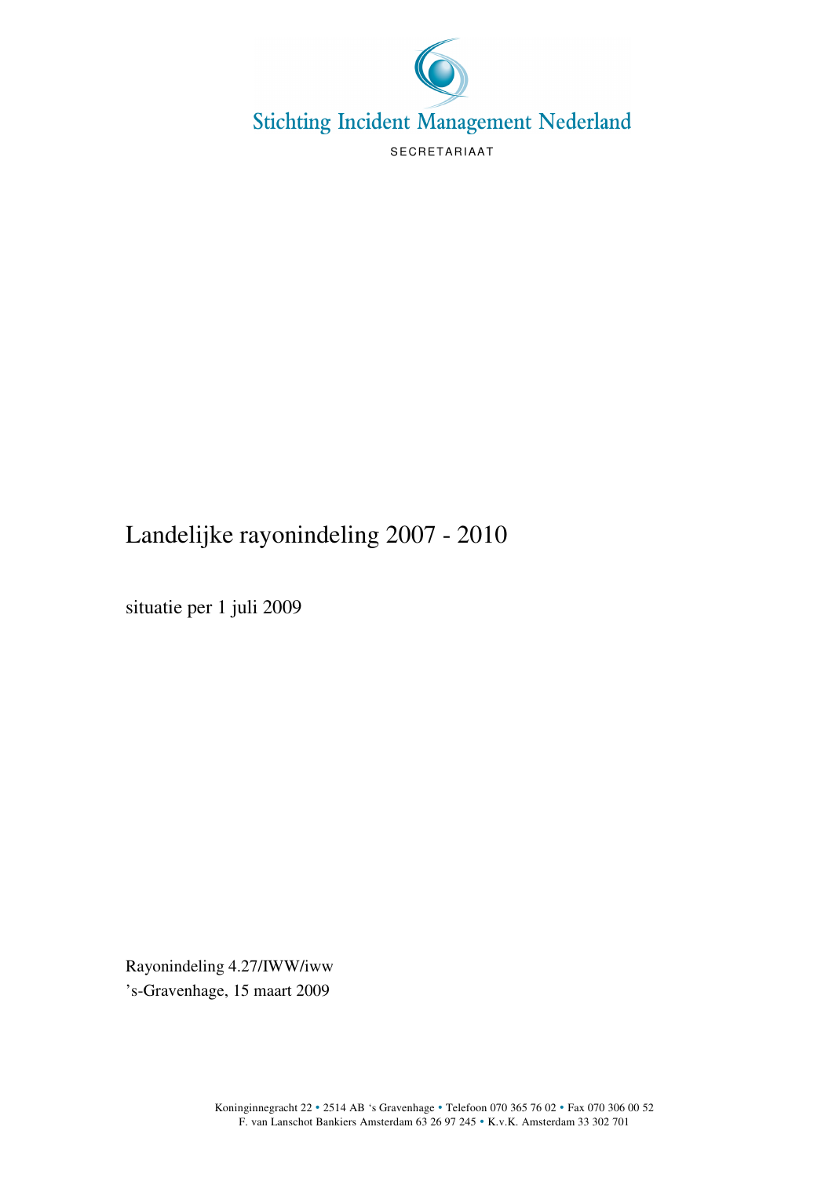Stichting Incident Management Nederland

SECRETARIAAT

# Landelijke rayonindeling 2007 - 2010

situatie per 1 juli 2009

Rayonindeling 4.27/IWW/iww
’s-Gravenhage, 15 maart 2009

Koninginnegracht 22 • 2514 AB ‘s Gravenhage • Telefoon 070 365 76 02 • Fax 070 306 00 52
F. van Lanschot Bankiers Amsterdam 63 26 97 245 • K.v.K. Amsterdam 33 302 701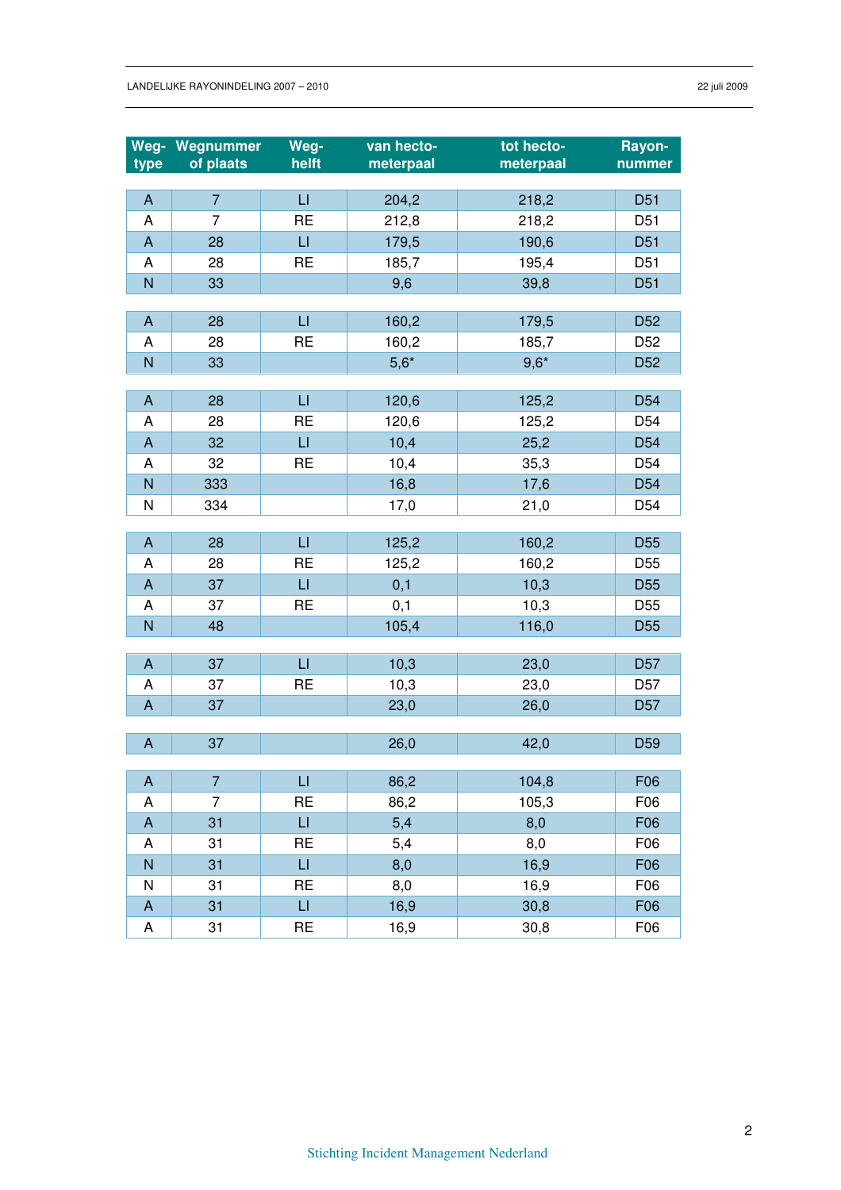| Weg-type | Wegnummer of plaats | Weg-helft | van hecto-meterpaal | tot hecto-meterpaal | Rayon-nummer |
|---|---|---|---|---|---|
| A | 7 | LI | 204,2 | 218,2 | D51 |
| A | 7 | RE | 212,8 | 218,2 | D51 |
| A | 28 | LI | 179,5 | 190,6 | D51 |
| A | 28 | RE | 185,7 | 195,4 | D51 |
| N | 33 | | 9,6 | 39,8 | D51 |
| A | 28 | LI | 160,2 | 179,5 | D52 |
| A | 28 | RE | 160,2 | 185,7 | D52 |
| N | 33 | | 5,6* | 9,6* | D52 |
| A | 28 | LI | 120,6 | 125,2 | D54 |
| A | 28 | RE | 120,6 | 125,2 | D54 |
| A | 32 | LI | 10,4 | 25,2 | D54 |
| A | 32 | RE | 10,4 | 35,3 | D54 |
| N | 333 | | 16,8 | 17,6 | D54 |
| N | 334 | | 17,0 | 21,0 | D54 |
| A | 28 | LI | 125,2 | 160,2 | D55 |
| A | 28 | RE | 125,2 | 160,2 | D55 |
| A | 37 | LI | 0,1 | 10,3 | D55 |
| A | 37 | RE | 0,1 | 10,3 | D55 |
| N | 48 | | 105,4 | 116,0 | D55 |
| A | 37 | LI | 10,3 | 23,0 | D57 |
| A | 37 | RE | 10,3 | 23,0 | D57 |
| A | 37 | | 23,0 | 26,0 | D57 |
| A | 37 | | 26,0 | 42,0 | D59 |
| A | 7 | LI | 86,2 | 104,8 | F06 |
| A | 7 | RE | 86,2 | 105,3 | F06 |
| A | 31 | LI | 5,4 | 8,0 | F06 |
| A | 31 | RE | 5,4 | 8,0 | F06 |
| N | 31 | LI | 8,0 | 16,9 | F06 |
| N | 31 | RE | 8,0 | 16,9 | F06 |
| A | 31 | LI | 16,9 | 30,8 | F06 |
| A | 31 | RE | 16,9 | 30,8 | F06 |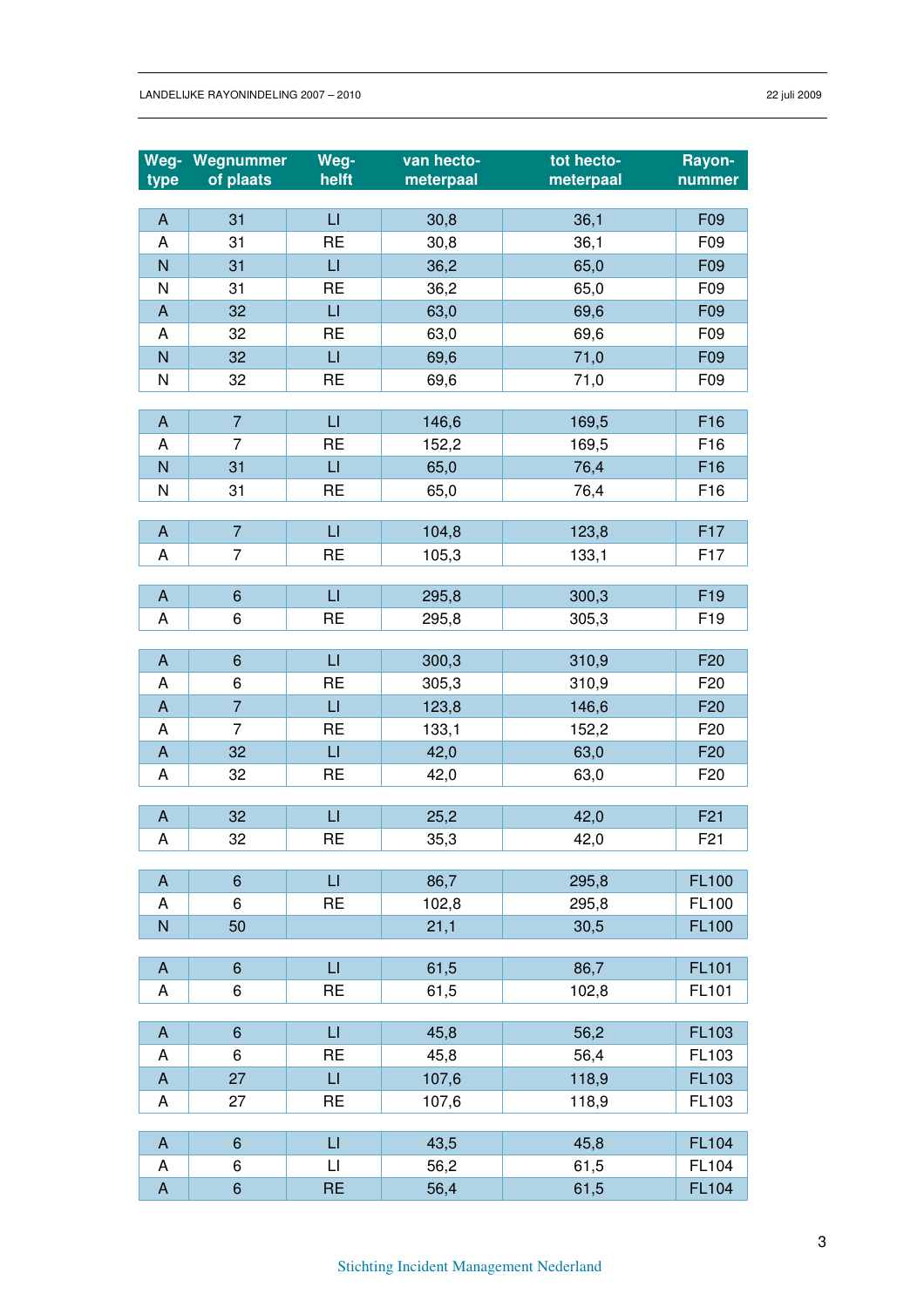| Weg-type | Wegnummer of plaats | Weg-helft | van hecto-meterpaal | tot hecto-meterpaal | Rayon-nummer |
|---|---|---|---|---|---|
| A | 31 | LI | 30,8 | 36,1 | F09 |
| A | 31 | RE | 30,8 | 36,1 | F09 |
| N | 31 | LI | 36,2 | 65,0 | F09 |
| N | 31 | RE | 36,2 | 65,0 | F09 |
| A | 32 | LI | 63,0 | 69,6 | F09 |
| A | 32 | RE | 63,0 | 69,6 | F09 |
| N | 32 | LI | 69,6 | 71,0 | F09 |
| N | 32 | RE | 69,6 | 71,0 | F09 |
| A | 7 | LI | 146,6 | 169,5 | F16 |
| A | 7 | RE | 152,2 | 169,5 | F16 |
| N | 31 | LI | 65,0 | 76,4 | F16 |
| N | 31 | RE | 65,0 | 76,4 | F16 |
| A | 7 | LI | 104,8 | 123,8 | F17 |
| A | 7 | RE | 105,3 | 133,1 | F17 |
| A | 6 | LI | 295,8 | 300,3 | F19 |
| A | 6 | RE | 295,8 | 305,3 | F19 |
| A | 6 | LI | 300,3 | 310,9 | F20 |
| A | 6 | RE | 305,3 | 310,9 | F20 |
| A | 7 | LI | 123,8 | 146,6 | F20 |
| A | 7 | RE | 133,1 | 152,2 | F20 |
| A | 32 | LI | 42,0 | 63,0 | F20 |
| A | 32 | RE | 42,0 | 63,0 | F20 |
| A | 32 | LI | 25,2 | 42,0 | F21 |
| A | 32 | RE | 35,3 | 42,0 | F21 |
| A | 6 | LI | 86,7 | 295,8 | FL100 |
| A | 6 | RE | 102,8 | 295,8 | FL100 |
| N | 50 | | 21,1 | 30,5 | FL100 |
| A | 6 | LI | 61,5 | 86,7 | FL101 |
| A | 6 | RE | 61,5 | 102,8 | FL101 |
| A | 6 | LI | 45,8 | 56,2 | FL103 |
| A | 6 | RE | 45,8 | 56,4 | FL103 |
| A | 27 | LI | 107,6 | 118,9 | FL103 |
| A | 27 | RE | 107,6 | 118,9 | FL103 |
| A | 6 | LI | 43,5 | 45,8 | FL104 |
| A | 6 | LI | 56,2 | 61,5 | FL104 |
| A | 6 | RE | 56,4 | 61,5 | FL104 |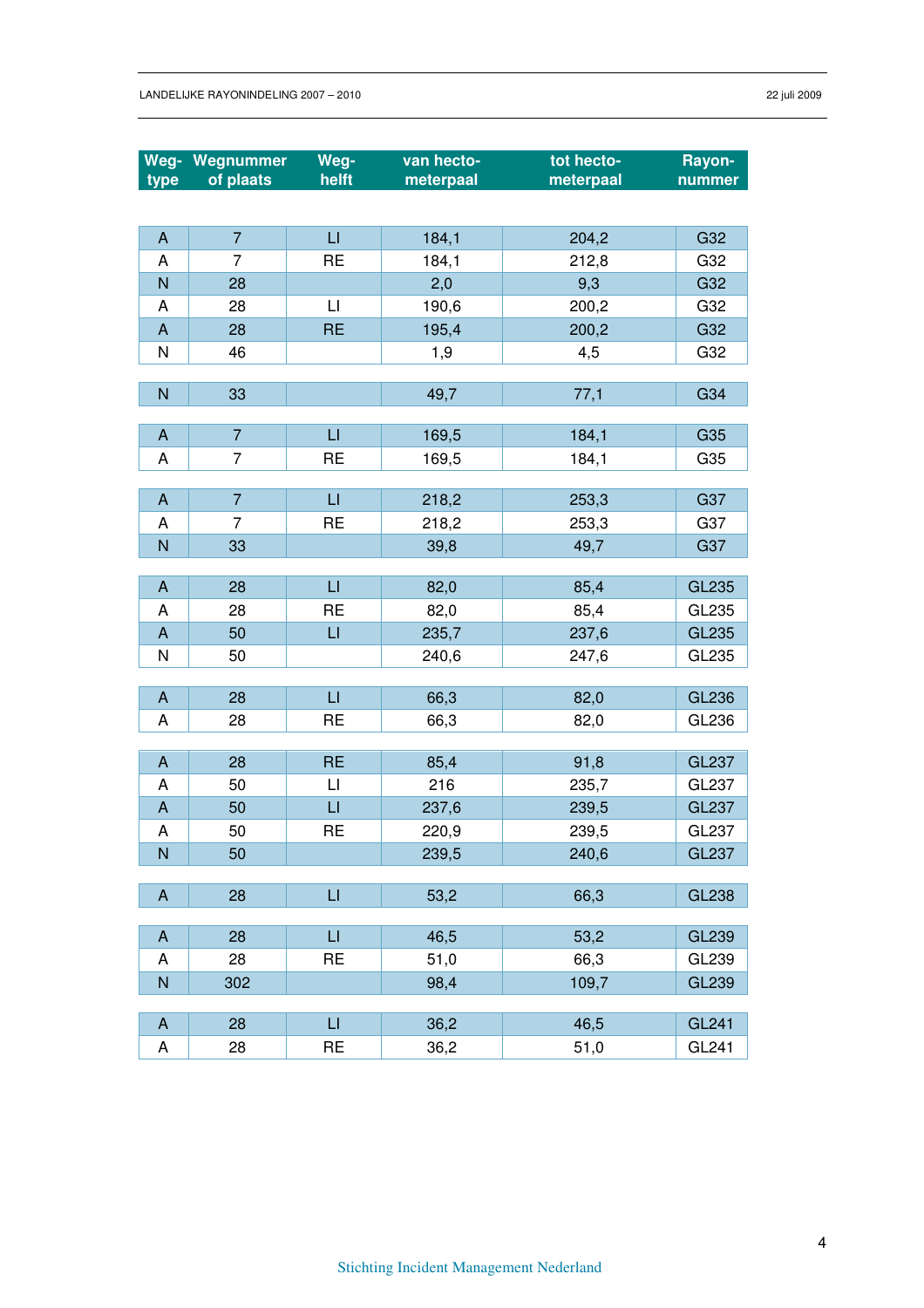| Weg-type | Wegnummer of plaats | Weg-helft | van hecto-meterpaal | tot hecto-meterpaal | Rayon-nummer |
|---|---|---|---|---|---|
| A | 7 | LI | 184,1 | 204,2 | G32 |
| A | 7 | RE | 184,1 | 212,8 | G32 |
| N | 28 | | 2,0 | 9,3 | G32 |
| A | 28 | LI | 190,6 | 200,2 | G32 |
| A | 28 | RE | 195,4 | 200,2 | G32 |
| N | 46 | | 1,9 | 4,5 | G32 |
| N | 33 | | 49,7 | 77,1 | G34 |
| A | 7 | LI | 169,5 | 184,1 | G35 |
| A | 7 | RE | 169,5 | 184,1 | G35 |
| A | 7 | LI | 218,2 | 253,3 | G37 |
| A | 7 | RE | 218,2 | 253,3 | G37 |
| N | 33 | | 39,8 | 49,7 | G37 |
| A | 28 | LI | 82,0 | 85,4 | GL235 |
| A | 28 | RE | 82,0 | 85,4 | GL235 |
| A | 50 | LI | 235,7 | 237,6 | GL235 |
| N | 50 | | 240,6 | 247,6 | GL235 |
| A | 28 | LI | 66,3 | 82,0 | GL236 |
| A | 28 | RE | 66,3 | 82,0 | GL236 |
| A | 28 | RE | 85,4 | 91,8 | GL237 |
| A | 50 | LI | 216 | 235,7 | GL237 |
| A | 50 | LI | 237,6 | 239,5 | GL237 |
| A | 50 | RE | 220,9 | 239,5 | GL237 |
| N | 50 | | 239,5 | 240,6 | GL237 |
| A | 28 | LI | 53,2 | 66,3 | GL238 |
| A | 28 | LI | 46,5 | 53,2 | GL239 |
| A | 28 | RE | 51,0 | 66,3 | GL239 |
| N | 302 | | 98,4 | 109,7 | GL239 |
| A | 28 | LI | 36,2 | 46,5 | GL241 |
| A | 28 | RE | 36,2 | 51,0 | GL241 |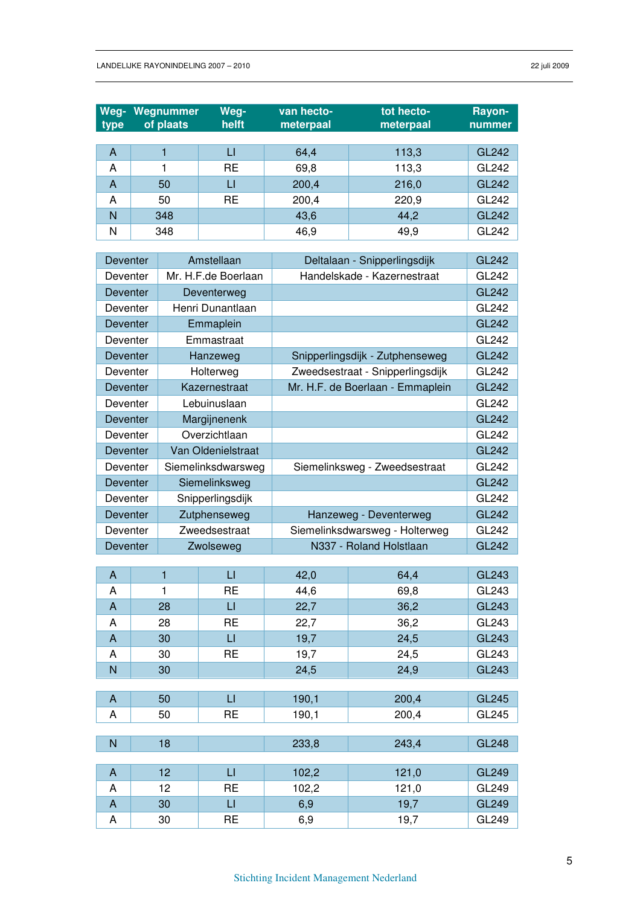| Weg-type | Wegnummer of plaats | Weg-helft | van hecto-meterpaal | tot hecto-meterpaal | Rayon-nummer |
|---|---|---|---|---|---|
| A | 1 | LI | 64,4 | 113,3 | GL242 |
| A | 1 | RE | 69,8 | 113,3 | GL242 |
| A | 50 | LI | 200,4 | 216,0 | GL242 |
| A | 50 | RE | 200,4 | 220,9 | GL242 |
| N | 348 | | 43,6 | 44,2 | GL242 |
| N | 348 | | 46,9 | 49,9 | GL242 |

| | | | |
|---|---|---|---|
| Deventer | Amstellaan | Deltalaan - Snipperlingsdijk | GL242 |
| Deventer | Mr. H.F.de Boerlaan | Handelskade - Kazernestraat | GL242 |
| Deventer | Deventerweg | | GL242 |
| Deventer | Henri Dunantlaan | | GL242 |
| Deventer | Emmaplein | | GL242 |
| Deventer | Emmastraat | | GL242 |
| Deventer | Hanzeweg | Snipperlingsdijk - Zutphenseweg | GL242 |
| Deventer | Holterweg | Zweedsestraat - Snipperlingsdijk | GL242 |
| Deventer | Kazernestraat | Mr. H.F. de Boerlaan - Emmaplein | GL242 |
| Deventer | Lebuinuslaan | | GL242 |
| Deventer | Margijnenenk | | GL242 |
| Deventer | Overzichtlaan | | GL242 |
| Deventer | Van Oldenielstraat | | GL242 |
| Deventer | Siemelinksdwarsweg | Siemelinksweg - Zweedsestraat | GL242 |
| Deventer | Siemelinksweg | | GL242 |
| Deventer | Snipperlingsdijk | | GL242 |
| Deventer | Zutphenseweg | Hanzeweg - Deventerweg | GL242 |
| Deventer | Zweedsestraat | Siemelinksdwarsweg - Holterweg | GL242 |
| Deventer | Zwolseweg | N337 - Roland Holstlaan | GL242 |

| Weg-type | Wegnummer of plaats | Weg-helft | van hecto-meterpaal | tot hecto-meterpaal | Rayon-nummer |
|---|---|---|---|---|---|
| A | 1 | LI | 42,0 | 64,4 | GL243 |
| A | 1 | RE | 44,6 | 69,8 | GL243 |
| A | 28 | LI | 22,7 | 36,2 | GL243 |
| A | 28 | RE | 22,7 | 36,2 | GL243 |
| A | 30 | LI | 19,7 | 24,5 | GL243 |
| A | 30 | RE | 19,7 | 24,5 | GL243 |
| N | 30 | | 24,5 | 24,9 | GL243 |
| A | 50 | LI | 190,1 | 200,4 | GL245 |
| A | 50 | RE | 190,1 | 200,4 | GL245 |
| N | 18 | | 233,8 | 243,4 | GL248 |
| A | 12 | LI | 102,2 | 121,0 | GL249 |
| A | 12 | RE | 102,2 | 121,0 | GL249 |
| A | 30 | LI | 6,9 | 19,7 | GL249 |
| A | 30 | RE | 6,9 | 19,7 | GL249 |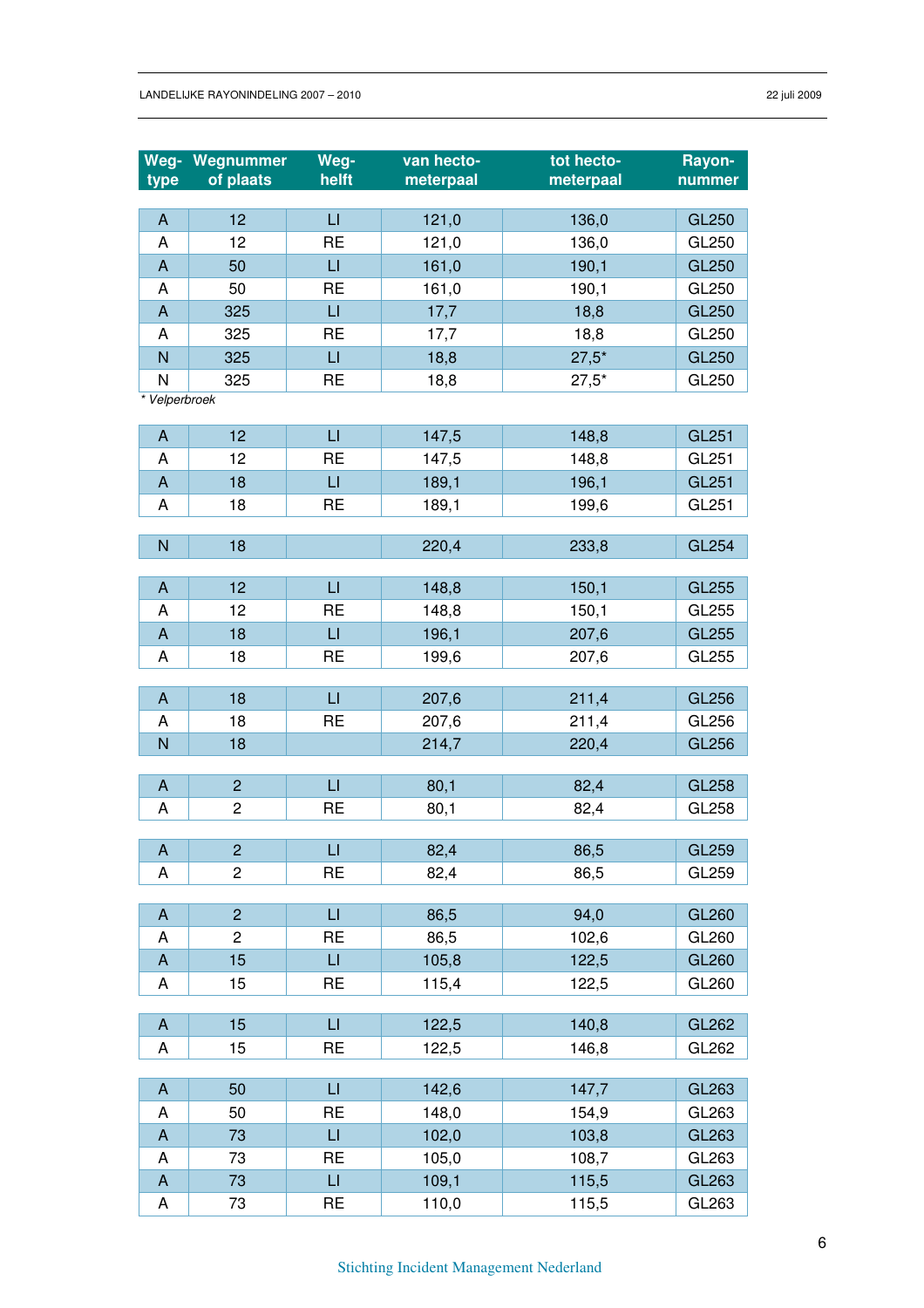| Weg-type | Wegnummer of plaats | Weg-helft | van hecto-meterpaal | tot hecto-meterpaal | Rayon-nummer |
|---|---|---|---|---|---|
| A | 12 | LI | 121,0 | 136,0 | GL250 |
| A | 12 | RE | 121,0 | 136,0 | GL250 |
| A | 50 | LI | 161,0 | 190,1 | GL250 |
| A | 50 | RE | 161,0 | 190,1 | GL250 |
| A | 325 | LI | 17,7 | 18,8 | GL250 |
| A | 325 | RE | 17,7 | 18,8 | GL250 |
| N | 325 | LI | 18,8 | 27,5* | GL250 |
| N | 325 | RE | 18,8 | 27,5* | GL250 |

*\* Velperbroek*

| Weg-type | Wegnummer of plaats | Weg-helft | van hecto-meterpaal | tot hecto-meterpaal | Rayon-nummer |
|---|---|---|---|---|---|
| A | 12 | LI | 147,5 | 148,8 | GL251 |
| A | 12 | RE | 147,5 | 148,8 | GL251 |
| A | 18 | LI | 189,1 | 196,1 | GL251 |
| A | 18 | RE | 189,1 | 199,6 | GL251 |
| | | | | | |
| N | 18 | | 220,4 | 233,8 | GL254 |
| | | | | | |
| A | 12 | LI | 148,8 | 150,1 | GL255 |
| A | 12 | RE | 148,8 | 150,1 | GL255 |
| A | 18 | LI | 196,1 | 207,6 | GL255 |
| A | 18 | RE | 199,6 | 207,6 | GL255 |
| | | | | | |
| A | 18 | LI | 207,6 | 211,4 | GL256 |
| A | 18 | RE | 207,6 | 211,4 | GL256 |
| N | 18 | | 214,7 | 220,4 | GL256 |
| | | | | | |
| A | 2 | LI | 80,1 | 82,4 | GL258 |
| A | 2 | RE | 80,1 | 82,4 | GL258 |
| | | | | | |
| A | 2 | LI | 82,4 | 86,5 | GL259 |
| A | 2 | RE | 82,4 | 86,5 | GL259 |
| | | | | | |
| A | 2 | LI | 86,5 | 94,0 | GL260 |
| A | 2 | RE | 86,5 | 102,6 | GL260 |
| A | 15 | LI | 105,8 | 122,5 | GL260 |
| A | 15 | RE | 115,4 | 122,5 | GL260 |
| | | | | | |
| A | 15 | LI | 122,5 | 140,8 | GL262 |
| A | 15 | RE | 122,5 | 146,8 | GL262 |
| | | | | | |
| A | 50 | LI | 142,6 | 147,7 | GL263 |
| A | 50 | RE | 148,0 | 154,9 | GL263 |
| A | 73 | LI | 102,0 | 103,8 | GL263 |
| A | 73 | RE | 105,0 | 108,7 | GL263 |
| A | 73 | LI | 109,1 | 115,5 | GL263 |
| A | 73 | RE | 110,0 | 115,5 | GL263 |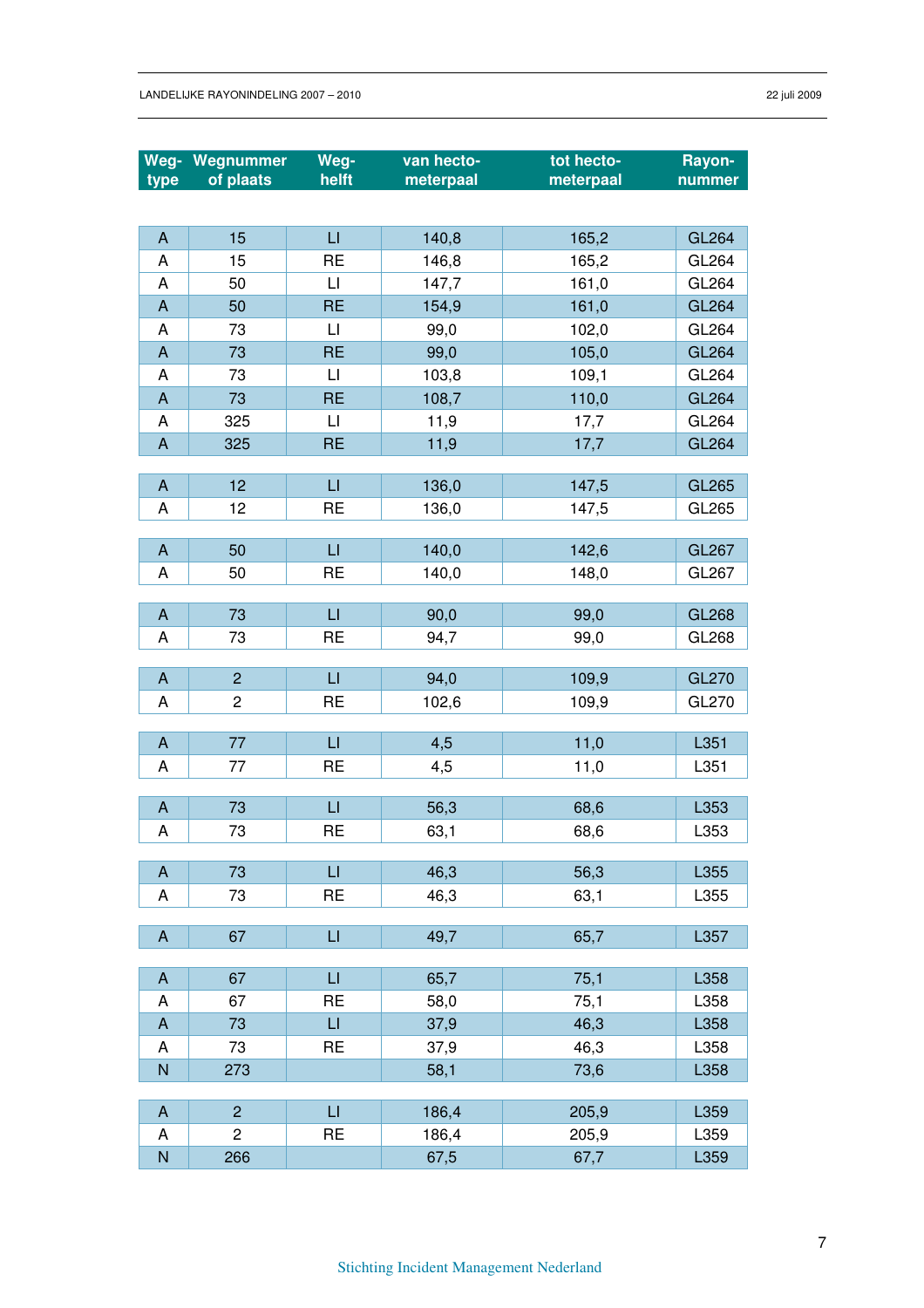| Weg-type | Wegnummer of plaats | Weg-helft | van hecto-meterpaal | tot hecto-meterpaal | Rayon-nummer |
|---|---|---|---|---|---|
| A | 15 | LI | 140,8 | 165,2 | GL264 |
| A | 15 | RE | 146,8 | 165,2 | GL264 |
| A | 50 | LI | 147,7 | 161,0 | GL264 |
| A | 50 | RE | 154,9 | 161,0 | GL264 |
| A | 73 | LI | 99,0 | 102,0 | GL264 |
| A | 73 | RE | 99,0 | 105,0 | GL264 |
| A | 73 | LI | 103,8 | 109,1 | GL264 |
| A | 73 | RE | 108,7 | 110,0 | GL264 |
| A | 325 | LI | 11,9 | 17,7 | GL264 |
| A | 325 | RE | 11,9 | 17,7 | GL264 |
| A | 12 | LI | 136,0 | 147,5 | GL265 |
| A | 12 | RE | 136,0 | 147,5 | GL265 |
| A | 50 | LI | 140,0 | 142,6 | GL267 |
| A | 50 | RE | 140,0 | 148,0 | GL267 |
| A | 73 | LI | 90,0 | 99,0 | GL268 |
| A | 73 | RE | 94,7 | 99,0 | GL268 |
| A | 2 | LI | 94,0 | 109,9 | GL270 |
| A | 2 | RE | 102,6 | 109,9 | GL270 |
| A | 77 | LI | 4,5 | 11,0 | L351 |
| A | 77 | RE | 4,5 | 11,0 | L351 |
| A | 73 | LI | 56,3 | 68,6 | L353 |
| A | 73 | RE | 63,1 | 68,6 | L353 |
| A | 73 | LI | 46,3 | 56,3 | L355 |
| A | 73 | RE | 46,3 | 63,1 | L355 |
| A | 67 | LI | 49,7 | 65,7 | L357 |
| A | 67 | LI | 65,7 | 75,1 | L358 |
| A | 67 | RE | 58,0 | 75,1 | L358 |
| A | 73 | LI | 37,9 | 46,3 | L358 |
| A | 73 | RE | 37,9 | 46,3 | L358 |
| N | 273 | | 58,1 | 73,6 | L358 |
| A | 2 | LI | 186,4 | 205,9 | L359 |
| A | 2 | RE | 186,4 | 205,9 | L359 |
| N | 266 | | 67,5 | 67,7 | L359 |

Stichting Incident Management Nederland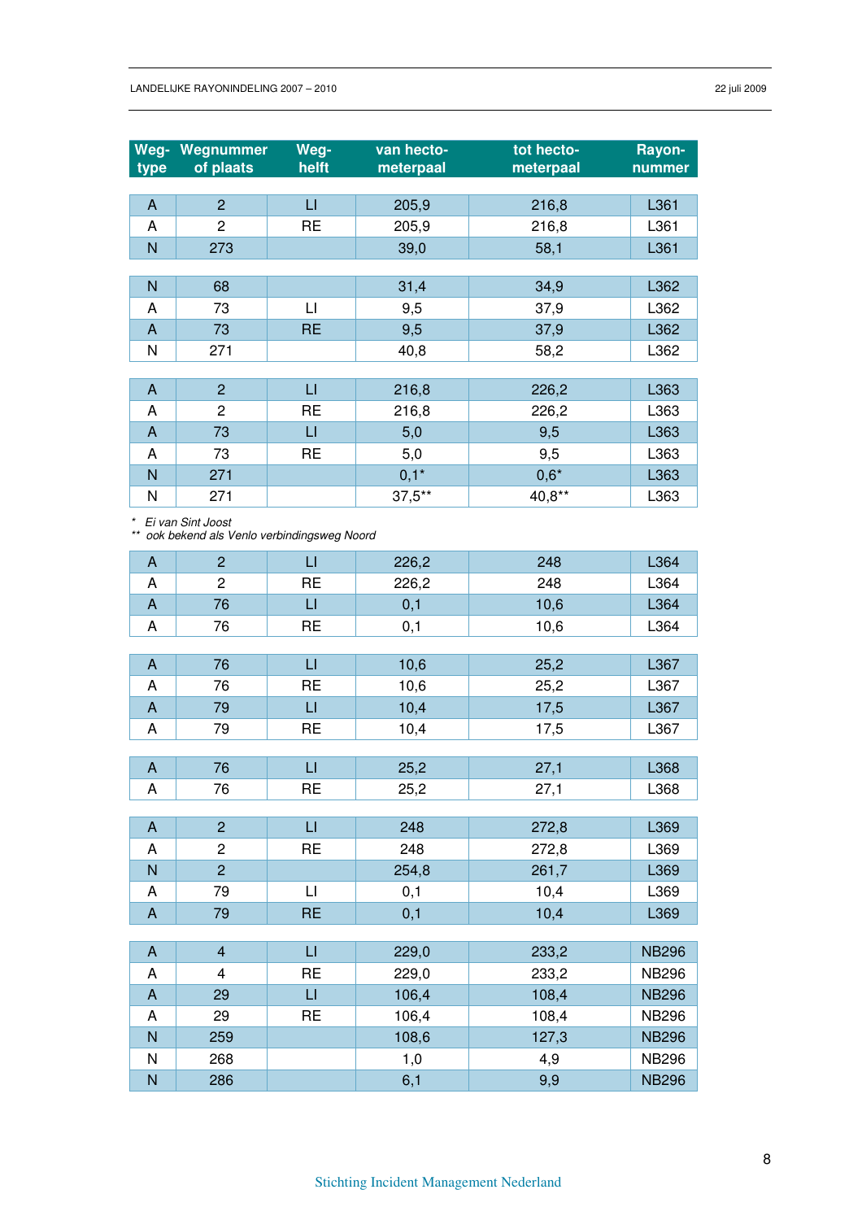| Weg-type | Wegnummer of plaats | Weg-helft | van hecto-meterpaal | tot hecto-meterpaal | Rayon-nummer |
|---|---|---|---|---|---|
| A | 2 | LI | 205,9 | 216,8 | L361 |
| A | 2 | RE | 205,9 | 216,8 | L361 |
| N | 273 | | 39,0 | 58,1 | L361 |

| Weg-type | Wegnummer of plaats | Weg-helft | van hecto-meterpaal | tot hecto-meterpaal | Rayon-nummer |
|---|---|---|---|---|---|
| N | 68 | | 31,4 | 34,9 | L362 |
| A | 73 | LI | 9,5 | 37,9 | L362 |
| A | 73 | RE | 9,5 | 37,9 | L362 |
| N | 271 | | 40,8 | 58,2 | L362 |

| Weg-type | Wegnummer of plaats | Weg-helft | van hecto-meterpaal | tot hecto-meterpaal | Rayon-nummer |
|---|---|---|---|---|---|
| A | 2 | LI | 216,8 | 226,2 | L363 |
| A | 2 | RE | 216,8 | 226,2 | L363 |
| A | 73 | LI | 5,0 | 9,5 | L363 |
| A | 73 | RE | 5,0 | 9,5 | L363 |
| N | 271 | | 0,1* | 0,6* | L363 |
| N | 271 | | 37,5** | 40,8** | L363 |

*\* Ei van Sint Joost*
*\*\* ook bekend als Venlo verbindingsweg Noord*

| Weg-type | Wegnummer of plaats | Weg-helft | van hecto-meterpaal | tot hecto-meterpaal | Rayon-nummer |
|---|---|---|---|---|---|
| A | 2 | LI | 226,2 | 248 | L364 |
| A | 2 | RE | 226,2 | 248 | L364 |
| A | 76 | LI | 0,1 | 10,6 | L364 |
| A | 76 | RE | 0,1 | 10,6 | L364 |

| Weg-type | Wegnummer of plaats | Weg-helft | van hecto-meterpaal | tot hecto-meterpaal | Rayon-nummer |
|---|---|---|---|---|---|
| A | 76 | LI | 10,6 | 25,2 | L367 |
| A | 76 | RE | 10,6 | 25,2 | L367 |
| A | 79 | LI | 10,4 | 17,5 | L367 |
| A | 79 | RE | 10,4 | 17,5 | L367 |

| Weg-type | Wegnummer of plaats | Weg-helft | van hecto-meterpaal | tot hecto-meterpaal | Rayon-nummer |
|---|---|---|---|---|---|
| A | 76 | LI | 25,2 | 27,1 | L368 |
| A | 76 | RE | 25,2 | 27,1 | L368 |

| Weg-type | Wegnummer of plaats | Weg-helft | van hecto-meterpaal | tot hecto-meterpaal | Rayon-nummer |
|---|---|---|---|---|---|
| A | 2 | LI | 248 | 272,8 | L369 |
| A | 2 | RE | 248 | 272,8 | L369 |
| N | 2 | | 254,8 | 261,7 | L369 |
| A | 79 | LI | 0,1 | 10,4 | L369 |
| A | 79 | RE | 0,1 | 10,4 | L369 |

| Weg-type | Wegnummer of plaats | Weg-helft | van hecto-meterpaal | tot hecto-meterpaal | Rayon-nummer |
|---|---|---|---|---|---|
| A | 4 | LI | 229,0 | 233,2 | NB296 |
| A | 4 | RE | 229,0 | 233,2 | NB296 |
| A | 29 | LI | 106,4 | 108,4 | NB296 |
| A | 29 | RE | 106,4 | 108,4 | NB296 |
| N | 259 | | 108,6 | 127,3 | NB296 |
| N | 268 | | 1,0 | 4,9 | NB296 |
| N | 286 | | 6,1 | 9,9 | NB296 |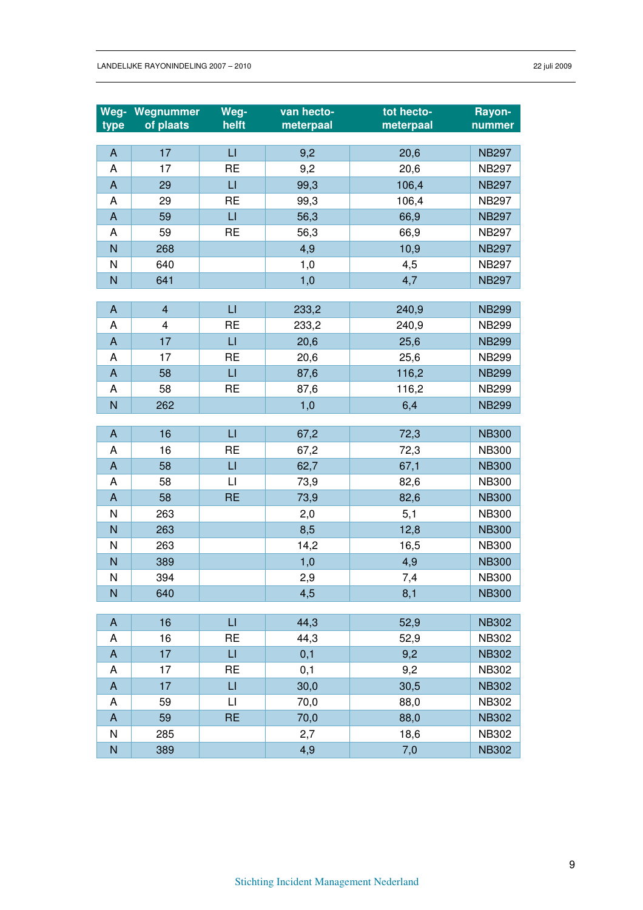| Weg-type | Wegnummer of plaats | Weg-helft | van hecto-meterpaal | tot hecto-meterpaal | Rayon-nummer |
|---|---|---|---|---|---|
| A | 17 | LI | 9,2 | 20,6 | NB297 |
| A | 17 | RE | 9,2 | 20,6 | NB297 |
| A | 29 | LI | 99,3 | 106,4 | NB297 |
| A | 29 | RE | 99,3 | 106,4 | NB297 |
| A | 59 | LI | 56,3 | 66,9 | NB297 |
| A | 59 | RE | 56,3 | 66,9 | NB297 |
| N | 268 | | 4,9 | 10,9 | NB297 |
| N | 640 | | 1,0 | 4,5 | NB297 |
| N | 641 | | 1,0 | 4,7 | NB297 |
| A | 4 | LI | 233,2 | 240,9 | NB299 |
| A | 4 | RE | 233,2 | 240,9 | NB299 |
| A | 17 | LI | 20,6 | 25,6 | NB299 |
| A | 17 | RE | 20,6 | 25,6 | NB299 |
| A | 58 | LI | 87,6 | 116,2 | NB299 |
| A | 58 | RE | 87,6 | 116,2 | NB299 |
| N | 262 | | 1,0 | 6,4 | NB299 |
| A | 16 | LI | 67,2 | 72,3 | NB300 |
| A | 16 | RE | 67,2 | 72,3 | NB300 |
| A | 58 | LI | 62,7 | 67,1 | NB300 |
| A | 58 | LI | 73,9 | 82,6 | NB300 |
| A | 58 | RE | 73,9 | 82,6 | NB300 |
| N | 263 | | 2,0 | 5,1 | NB300 |
| N | 263 | | 8,5 | 12,8 | NB300 |
| N | 263 | | 14,2 | 16,5 | NB300 |
| N | 389 | | 1,0 | 4,9 | NB300 |
| N | 394 | | 2,9 | 7,4 | NB300 |
| N | 640 | | 4,5 | 8,1 | NB300 |
| A | 16 | LI | 44,3 | 52,9 | NB302 |
| A | 16 | RE | 44,3 | 52,9 | NB302 |
| A | 17 | LI | 0,1 | 9,2 | NB302 |
| A | 17 | RE | 0,1 | 9,2 | NB302 |
| A | 17 | LI | 30,0 | 30,5 | NB302 |
| A | 59 | LI | 70,0 | 88,0 | NB302 |
| A | 59 | RE | 70,0 | 88,0 | NB302 |
| N | 285 | | 2,7 | 18,6 | NB302 |
| N | 389 | | 4,9 | 7,0 | NB302 |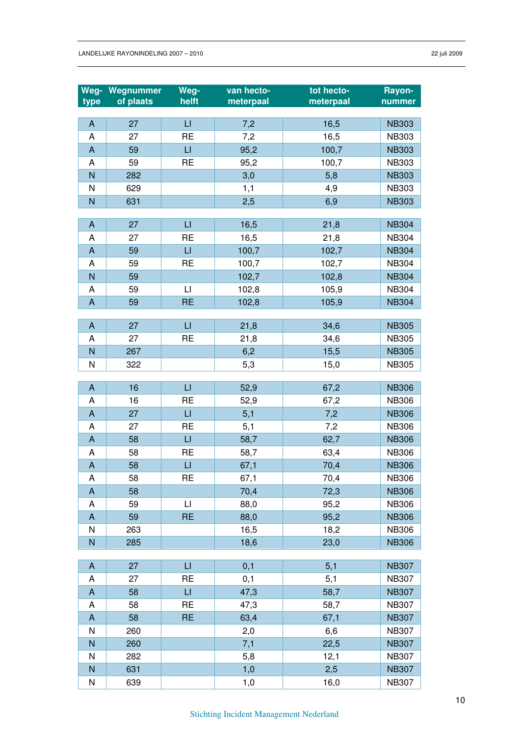| Weg-type | Wegnummer of plaats | Weg-helft | van hecto-meterpaal | tot hecto-meterpaal | Rayon-nummer |
|---|---|---|---|---|---|
| A | 27 | LI | 7,2 | 16,5 | NB303 |
| A | 27 | RE | 7,2 | 16,5 | NB303 |
| A | 59 | LI | 95,2 | 100,7 | NB303 |
| A | 59 | RE | 95,2 | 100,7 | NB303 |
| N | 282 | | 3,0 | 5,8 | NB303 |
| N | 629 | | 1,1 | 4,9 | NB303 |
| N | 631 | | 2,5 | 6,9 | NB303 |
| A | 27 | LI | 16,5 | 21,8 | NB304 |
| A | 27 | RE | 16,5 | 21,8 | NB304 |
| A | 59 | LI | 100,7 | 102,7 | NB304 |
| A | 59 | RE | 100,7 | 102,7 | NB304 |
| N | 59 | | 102,7 | 102,8 | NB304 |
| A | 59 | LI | 102,8 | 105,9 | NB304 |
| A | 59 | RE | 102,8 | 105,9 | NB304 |
| A | 27 | LI | 21,8 | 34,6 | NB305 |
| A | 27 | RE | 21,8 | 34,6 | NB305 |
| N | 267 | | 6,2 | 15,5 | NB305 |
| N | 322 | | 5,3 | 15,0 | NB305 |
| A | 16 | LI | 52,9 | 67,2 | NB306 |
| A | 16 | RE | 52,9 | 67,2 | NB306 |
| A | 27 | LI | 5,1 | 7,2 | NB306 |
| A | 27 | RE | 5,1 | 7,2 | NB306 |
| A | 58 | LI | 58,7 | 62,7 | NB306 |
| A | 58 | RE | 58,7 | 63,4 | NB306 |
| A | 58 | LI | 67,1 | 70,4 | NB306 |
| A | 58 | RE | 67,1 | 70,4 | NB306 |
| A | 58 | | 70,4 | 72,3 | NB306 |
| A | 59 | LI | 88,0 | 95,2 | NB306 |
| A | 59 | RE | 88,0 | 95,2 | NB306 |
| N | 263 | | 16,5 | 18,2 | NB306 |
| N | 285 | | 18,6 | 23,0 | NB306 |
| A | 27 | LI | 0,1 | 5,1 | NB307 |
| A | 27 | RE | 0,1 | 5,1 | NB307 |
| A | 58 | LI | 47,3 | 58,7 | NB307 |
| A | 58 | RE | 47,3 | 58,7 | NB307 |
| A | 58 | RE | 63,4 | 67,1 | NB307 |
| N | 260 | | 2,0 | 6,6 | NB307 |
| N | 260 | | 7,1 | 22,5 | NB307 |
| N | 282 | | 5,8 | 12,1 | NB307 |
| N | 631 | | 1,0 | 2,5 | NB307 |
| N | 639 | | 1,0 | 16,0 | NB307 |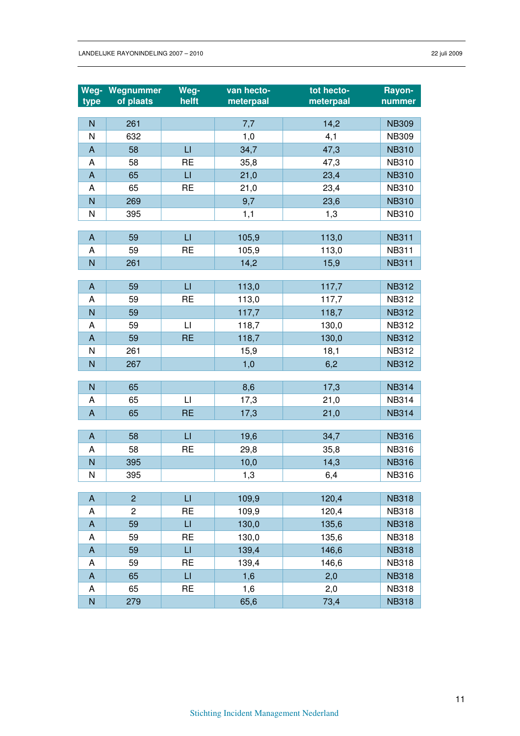| Weg-type | Wegnummer of plaats | Weg-helft | van hecto-meterpaal | tot hecto-meterpaal | Rayon-nummer |
|---|---|---|---|---|---|
| N | 261 | | 7,7 | 14,2 | NB309 |
| N | 632 | | 1,0 | 4,1 | NB309 |
| A | 58 | LI | 34,7 | 47,3 | NB310 |
| A | 58 | RE | 35,8 | 47,3 | NB310 |
| A | 65 | LI | 21,0 | 23,4 | NB310 |
| A | 65 | RE | 21,0 | 23,4 | NB310 |
| N | 269 | | 9,7 | 23,6 | NB310 |
| N | 395 | | 1,1 | 1,3 | NB310 |
| A | 59 | LI | 105,9 | 113,0 | NB311 |
| A | 59 | RE | 105,9 | 113,0 | NB311 |
| N | 261 | | 14,2 | 15,9 | NB311 |
| A | 59 | LI | 113,0 | 117,7 | NB312 |
| A | 59 | RE | 113,0 | 117,7 | NB312 |
| N | 59 | | 117,7 | 118,7 | NB312 |
| A | 59 | LI | 118,7 | 130,0 | NB312 |
| A | 59 | RE | 118,7 | 130,0 | NB312 |
| N | 261 | | 15,9 | 18,1 | NB312 |
| N | 267 | | 1,0 | 6,2 | NB312 |
| N | 65 | | 8,6 | 17,3 | NB314 |
| A | 65 | LI | 17,3 | 21,0 | NB314 |
| A | 65 | RE | 17,3 | 21,0 | NB314 |
| A | 58 | LI | 19,6 | 34,7 | NB316 |
| A | 58 | RE | 29,8 | 35,8 | NB316 |
| N | 395 | | 10,0 | 14,3 | NB316 |
| N | 395 | | 1,3 | 6,4 | NB316 |
| A | 2 | LI | 109,9 | 120,4 | NB318 |
| A | 2 | RE | 109,9 | 120,4 | NB318 |
| A | 59 | LI | 130,0 | 135,6 | NB318 |
| A | 59 | RE | 130,0 | 135,6 | NB318 |
| A | 59 | LI | 139,4 | 146,6 | NB318 |
| A | 59 | RE | 139,4 | 146,6 | NB318 |
| A | 65 | LI | 1,6 | 2,0 | NB318 |
| A | 65 | RE | 1,6 | 2,0 | NB318 |
| N | 279 | | 65,6 | 73,4 | NB318 |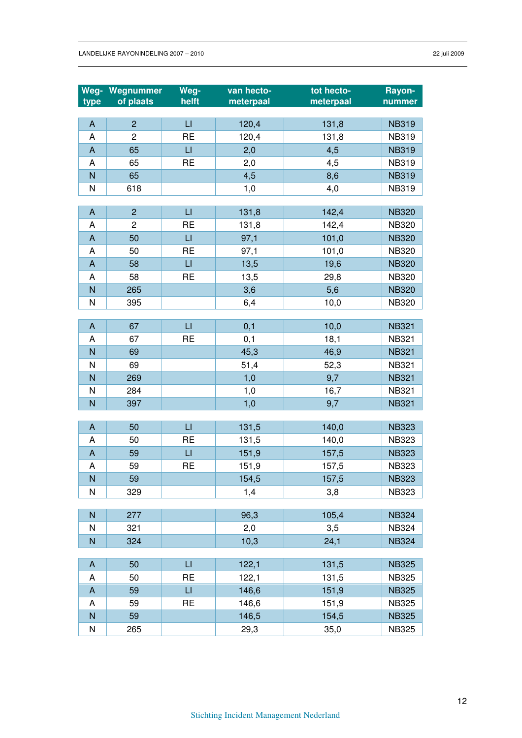| Weg-type | Wegnummer of plaats | Weg-helft | van hecto-meterpaal | tot hecto-meterpaal | Rayon-nummer |
|---|---|---|---|---|---|
| A | 2 | LI | 120,4 | 131,8 | NB319 |
| A | 2 | RE | 120,4 | 131,8 | NB319 |
| A | 65 | LI | 2,0 | 4,5 | NB319 |
| A | 65 | RE | 2,0 | 4,5 | NB319 |
| N | 65 | | 4,5 | 8,6 | NB319 |
| N | 618 | | 1,0 | 4,0 | NB319 |
| A | 2 | LI | 131,8 | 142,4 | NB320 |
| A | 2 | RE | 131,8 | 142,4 | NB320 |
| A | 50 | LI | 97,1 | 101,0 | NB320 |
| A | 50 | RE | 97,1 | 101,0 | NB320 |
| A | 58 | LI | 13,5 | 19,6 | NB320 |
| A | 58 | RE | 13,5 | 29,8 | NB320 |
| N | 265 | | 3,6 | 5,6 | NB320 |
| N | 395 | | 6,4 | 10,0 | NB320 |
| A | 67 | LI | 0,1 | 10,0 | NB321 |
| A | 67 | RE | 0,1 | 18,1 | NB321 |
| N | 69 | | 45,3 | 46,9 | NB321 |
| N | 69 | | 51,4 | 52,3 | NB321 |
| N | 269 | | 1,0 | 9,7 | NB321 |
| N | 284 | | 1,0 | 16,7 | NB321 |
| N | 397 | | 1,0 | 9,7 | NB321 |
| A | 50 | LI | 131,5 | 140,0 | NB323 |
| A | 50 | RE | 131,5 | 140,0 | NB323 |
| A | 59 | LI | 151,9 | 157,5 | NB323 |
| A | 59 | RE | 151,9 | 157,5 | NB323 |
| N | 59 | | 154,5 | 157,5 | NB323 |
| N | 329 | | 1,4 | 3,8 | NB323 |
| N | 277 | | 96,3 | 105,4 | NB324 |
| N | 321 | | 2,0 | 3,5 | NB324 |
| N | 324 | | 10,3 | 24,1 | NB324 |
| A | 50 | LI | 122,1 | 131,5 | NB325 |
| A | 50 | RE | 122,1 | 131,5 | NB325 |
| A | 59 | LI | 146,6 | 151,9 | NB325 |
| A | 59 | RE | 146,6 | 151,9 | NB325 |
| N | 59 | | 146,5 | 154,5 | NB325 |
| N | 265 | | 29,3 | 35,0 | NB325 |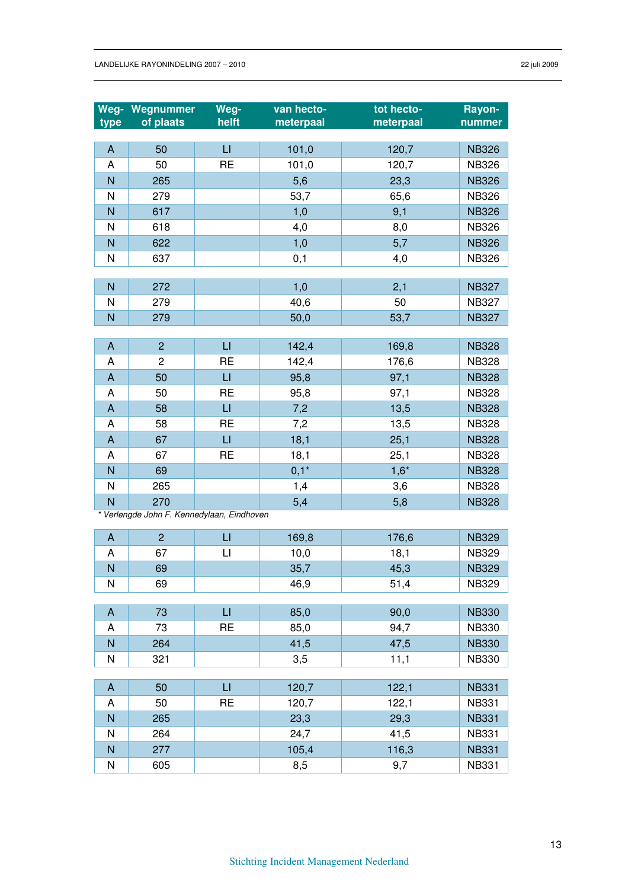| Weg-type | Wegnummer of plaats | Weg-helft | van hecto-meterpaal | tot hecto-meterpaal | Rayon-nummer |
|---|---|---|---|---|---|
| A | 50 | LI | 101,0 | 120,7 | NB326 |
| A | 50 | RE | 101,0 | 120,7 | NB326 |
| N | 265 | | 5,6 | 23,3 | NB326 |
| N | 279 | | 53,7 | 65,6 | NB326 |
| N | 617 | | 1,0 | 9,1 | NB326 |
| N | 618 | | 4,0 | 8,0 | NB326 |
| N | 622 | | 1,0 | 5,7 | NB326 |
| N | 637 | | 0,1 | 4,0 | NB326 |
| | | | | | |
| N | 272 | | 1,0 | 2,1 | NB327 |
| N | 279 | | 40,6 | 50 | NB327 |
| N | 279 | | 50,0 | 53,7 | NB327 |
| | | | | | |
| A | 2 | LI | 142,4 | 169,8 | NB328 |
| A | 2 | RE | 142,4 | 176,6 | NB328 |
| A | 50 | LI | 95,8 | 97,1 | NB328 |
| A | 50 | RE | 95,8 | 97,1 | NB328 |
| A | 58 | LI | 7,2 | 13,5 | NB328 |
| A | 58 | RE | 7,2 | 13,5 | NB328 |
| A | 67 | LI | 18,1 | 25,1 | NB328 |
| A | 67 | RE | 18,1 | 25,1 | NB328 |
| N | 69 | | 0,1* | 1,6* | NB328 |
| N | 265 | | 1,4 | 3,6 | NB328 |
| N | 270 | | 5,4 | 5,8 | NB328 |

*\* Verlengde John F. Kennedylaan, Eindhoven*

| Weg-type | Wegnummer of plaats | Weg-helft | van hecto-meterpaal | tot hecto-meterpaal | Rayon-nummer |
|---|---|---|---|---|---|
| A | 2 | LI | 169,8 | 176,6 | NB329 |
| A | 67 | LI | 10,0 | 18,1 | NB329 |
| N | 69 | | 35,7 | 45,3 | NB329 |
| N | 69 | | 46,9 | 51,4 | NB329 |
| | | | | | |
| A | 73 | LI | 85,0 | 90,0 | NB330 |
| A | 73 | RE | 85,0 | 94,7 | NB330 |
| N | 264 | | 41,5 | 47,5 | NB330 |
| N | 321 | | 3,5 | 11,1 | NB330 |
| | | | | | |
| A | 50 | LI | 120,7 | 122,1 | NB331 |
| A | 50 | RE | 120,7 | 122,1 | NB331 |
| N | 265 | | 23,3 | 29,3 | NB331 |
| N | 264 | | 24,7 | 41,5 | NB331 |
| N | 277 | | 105,4 | 116,3 | NB331 |
| N | 605 | | 8,5 | 9,7 | NB331 |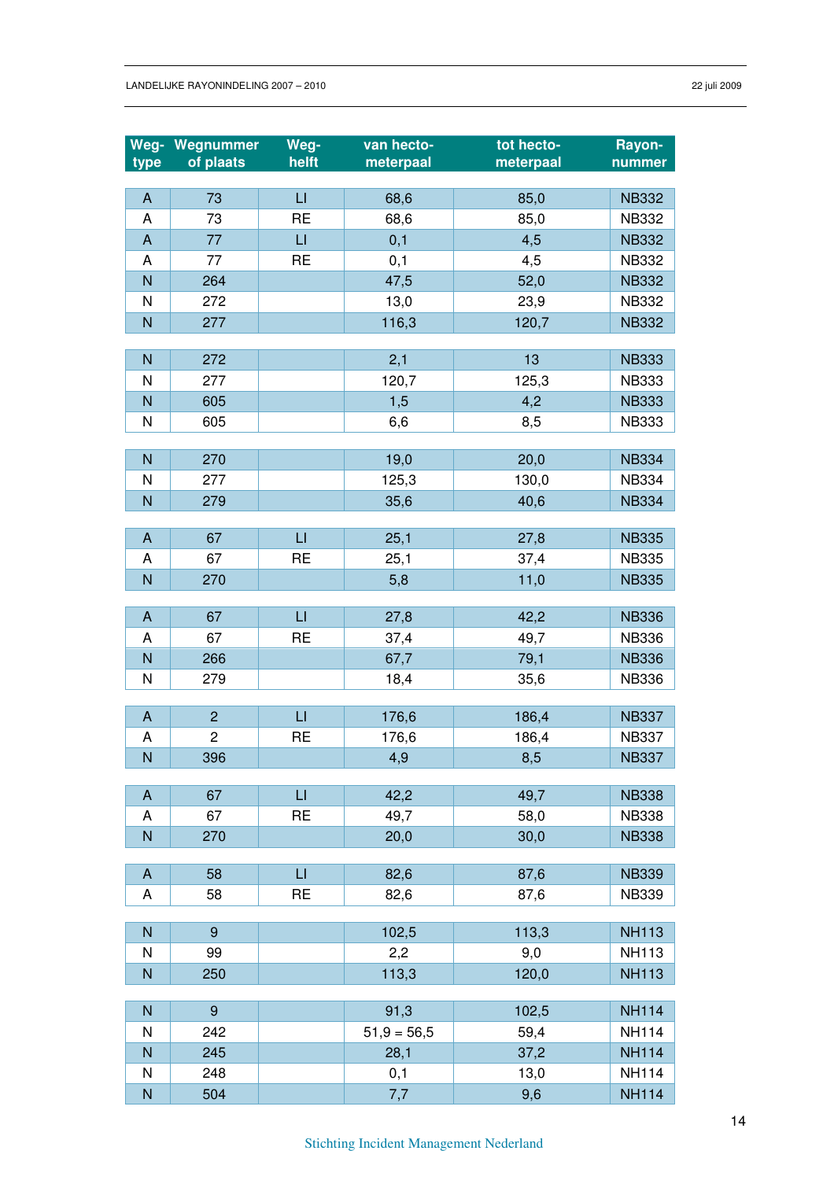| Weg-type | Wegnummer of plaats | Weg-helft | van hecto-meterpaal | tot hecto-meterpaal | Rayon-nummer |
|---|---|---|---|---|---|
| A | 73 | LI | 68,6 | 85,0 | NB332 |
| A | 73 | RE | 68,6 | 85,0 | NB332 |
| A | 77 | LI | 0,1 | 4,5 | NB332 |
| A | 77 | RE | 0,1 | 4,5 | NB332 |
| N | 264 | | 47,5 | 52,0 | NB332 |
| N | 272 | | 13,0 | 23,9 | NB332 |
| N | 277 | | 116,3 | 120,7 | NB332 |
| | | | | | |
| N | 272 | | 2,1 | 13 | NB333 |
| N | 277 | | 120,7 | 125,3 | NB333 |
| N | 605 | | 1,5 | 4,2 | NB333 |
| N | 605 | | 6,6 | 8,5 | NB333 |
| | | | | | |
| N | 270 | | 19,0 | 20,0 | NB334 |
| N | 277 | | 125,3 | 130,0 | NB334 |
| N | 279 | | 35,6 | 40,6 | NB334 |
| | | | | | |
| A | 67 | LI | 25,1 | 27,8 | NB335 |
| A | 67 | RE | 25,1 | 37,4 | NB335 |
| N | 270 | | 5,8 | 11,0 | NB335 |
| | | | | | |
| A | 67 | LI | 27,8 | 42,2 | NB336 |
| A | 67 | RE | 37,4 | 49,7 | NB336 |
| N | 266 | | 67,7 | 79,1 | NB336 |
| N | 279 | | 18,4 | 35,6 | NB336 |
| | | | | | |
| A | 2 | LI | 176,6 | 186,4 | NB337 |
| A | 2 | RE | 176,6 | 186,4 | NB337 |
| N | 396 | | 4,9 | 8,5 | NB337 |
| | | | | | |
| A | 67 | LI | 42,2 | 49,7 | NB338 |
| A | 67 | RE | 49,7 | 58,0 | NB338 |
| N | 270 | | 20,0 | 30,0 | NB338 |
| | | | | | |
| A | 58 | LI | 82,6 | 87,6 | NB339 |
| A | 58 | RE | 82,6 | 87,6 | NB339 |
| | | | | | |
| N | 9 | | 102,5 | 113,3 | NH113 |
| N | 99 | | 2,2 | 9,0 | NH113 |
| N | 250 | | 113,3 | 120,0 | NH113 |
| | | | | | |
| N | 9 | | 91,3 | 102,5 | NH114 |
| N | 242 | | 51,9 = 56,5 | 59,4 | NH114 |
| N | 245 | | 28,1 | 37,2 | NH114 |
| N | 248 | | 0,1 | 13,0 | NH114 |
| N | 504 | | 7,7 | 9,6 | NH114 |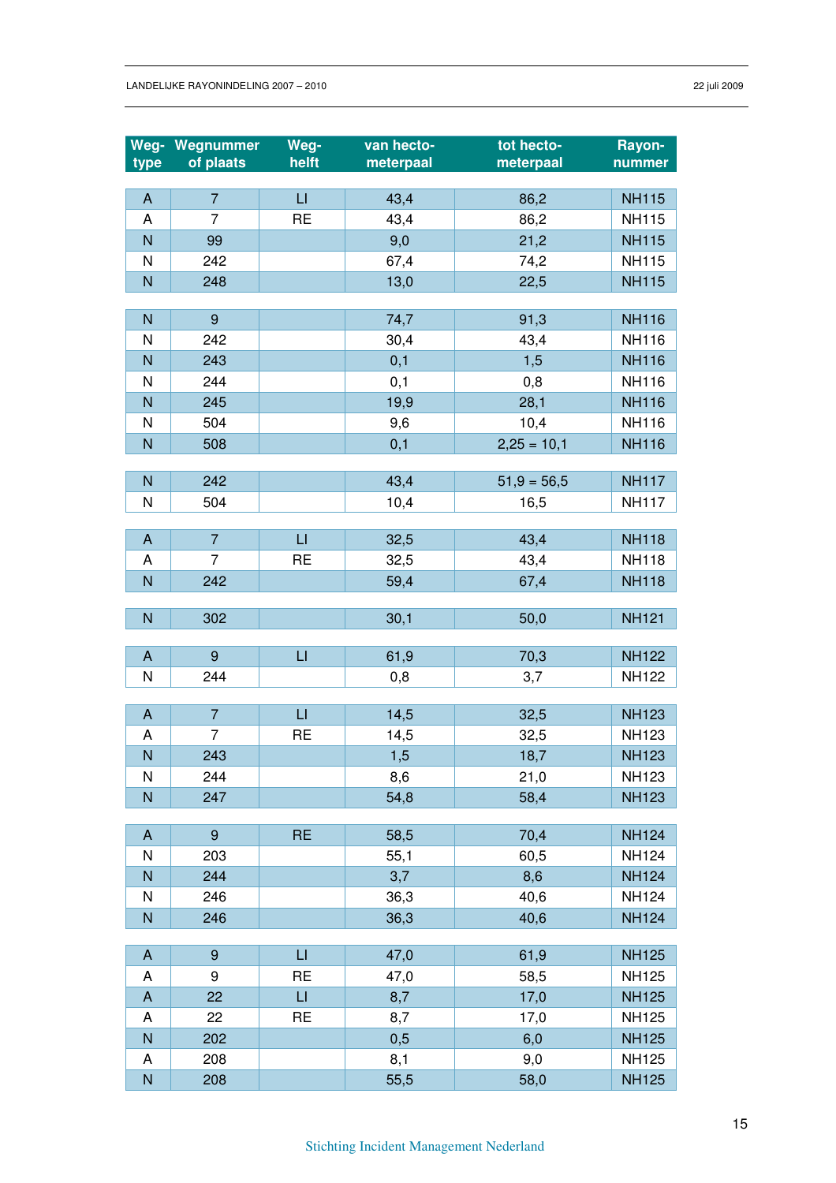| Weg-type | Wegnummer of plaats | Weg-helft | van hecto-meterpaal | tot hecto-meterpaal | Rayon-nummer |
|---|---|---|---|---|---|
| A | 7 | LI | 43,4 | 86,2 | NH115 |
| A | 7 | RE | 43,4 | 86,2 | NH115 |
| N | 99 | | 9,0 | 21,2 | NH115 |
| N | 242 | | 67,4 | 74,2 | NH115 |
| N | 248 | | 13,0 | 22,5 | NH115 |
| | | | | | |
| N | 9 | | 74,7 | 91,3 | NH116 |
| N | 242 | | 30,4 | 43,4 | NH116 |
| N | 243 | | 0,1 | 1,5 | NH116 |
| N | 244 | | 0,1 | 0,8 | NH116 |
| N | 245 | | 19,9 | 28,1 | NH116 |
| N | 504 | | 9,6 | 10,4 | NH116 |
| N | 508 | | 0,1 | 2,25 = 10,1 | NH116 |
| | | | | | |
| N | 242 | | 43,4 | 51,9 = 56,5 | NH117 |
| N | 504 | | 10,4 | 16,5 | NH117 |
| | | | | | |
| A | 7 | LI | 32,5 | 43,4 | NH118 |
| A | 7 | RE | 32,5 | 43,4 | NH118 |
| N | 242 | | 59,4 | 67,4 | NH118 |
| | | | | | |
| N | 302 | | 30,1 | 50,0 | NH121 |
| | | | | | |
| A | 9 | LI | 61,9 | 70,3 | NH122 |
| N | 244 | | 0,8 | 3,7 | NH122 |
| | | | | | |
| A | 7 | LI | 14,5 | 32,5 | NH123 |
| A | 7 | RE | 14,5 | 32,5 | NH123 |
| N | 243 | | 1,5 | 18,7 | NH123 |
| N | 244 | | 8,6 | 21,0 | NH123 |
| N | 247 | | 54,8 | 58,4 | NH123 |
| | | | | | |
| A | 9 | RE | 58,5 | 70,4 | NH124 |
| N | 203 | | 55,1 | 60,5 | NH124 |
| N | 244 | | 3,7 | 8,6 | NH124 |
| N | 246 | | 36,3 | 40,6 | NH124 |
| N | 246 | | 36,3 | 40,6 | NH124 |
| | | | | | |
| A | 9 | LI | 47,0 | 61,9 | NH125 |
| A | 9 | RE | 47,0 | 58,5 | NH125 |
| A | 22 | LI | 8,7 | 17,0 | NH125 |
| A | 22 | RE | 8,7 | 17,0 | NH125 |
| N | 202 | | 0,5 | 6,0 | NH125 |
| A | 208 | | 8,1 | 9,0 | NH125 |
| N | 208 | | 55,5 | 58,0 | NH125 |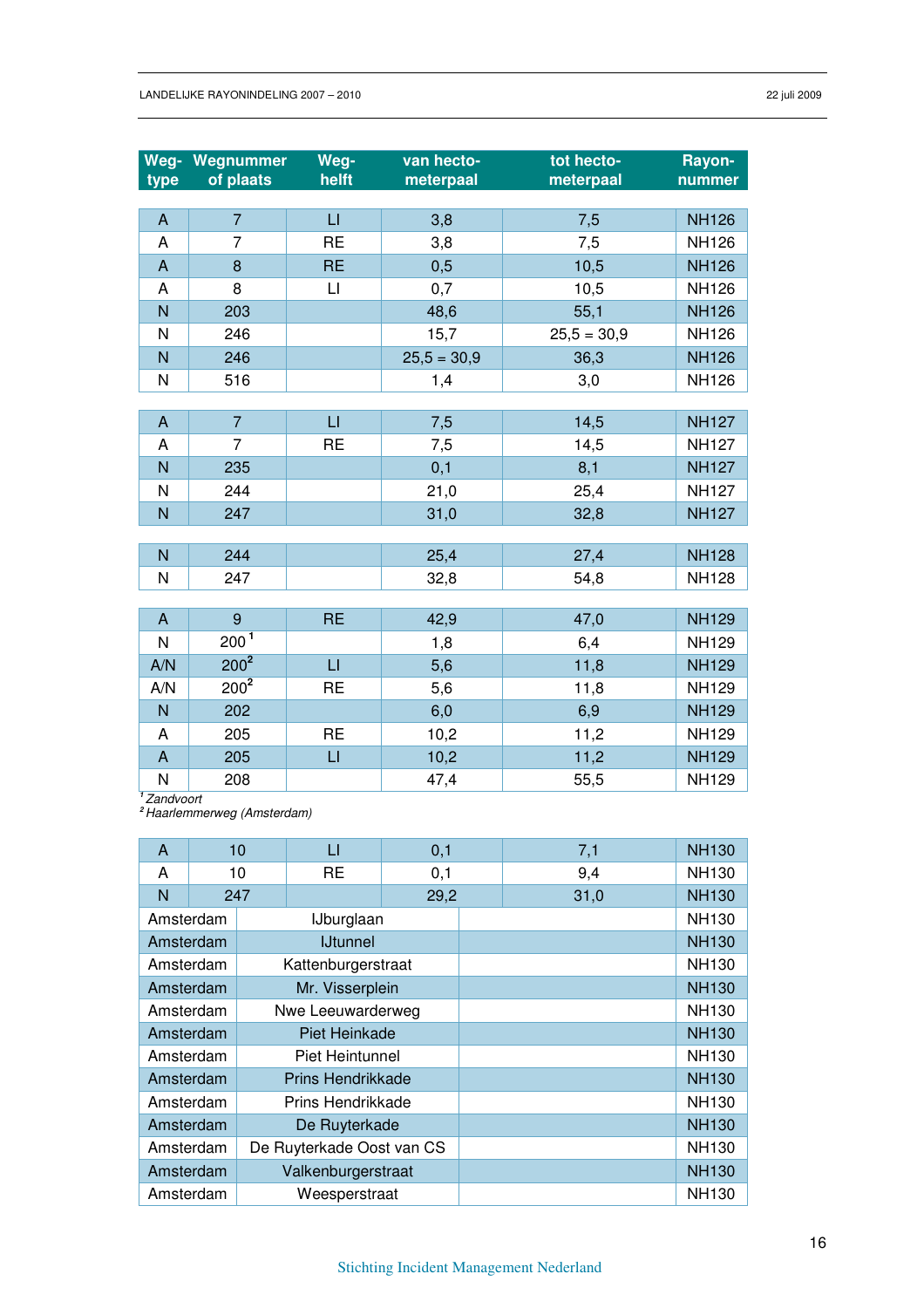| Weg-type | Wegnummer of plaats | Weg-helft | van hecto-meterpaal | tot hecto-meterpaal | Rayon-nummer |
|---|---|---|---|---|---|
| A | 7 | LI | 3,8 | 7,5 | NH126 |
| A | 7 | RE | 3,8 | 7,5 | NH126 |
| A | 8 | RE | 0,5 | 10,5 | NH126 |
| A | 8 | LI | 0,7 | 10,5 | NH126 |
| N | 203 | | 48,6 | 55,1 | NH126 |
| N | 246 | | 15,7 | 25,5 = 30,9 | NH126 |
| N | 246 | | 25,5 = 30,9 | 36,3 | NH126 |
| N | 516 | | 1,4 | 3,0 | NH126 |

| Weg-type | Wegnummer of plaats | Weg-helft | van hecto-meterpaal | tot hecto-meterpaal | Rayon-nummer |
|---|---|---|---|---|---|
| A | 7 | LI | 7,5 | 14,5 | NH127 |
| A | 7 | RE | 7,5 | 14,5 | NH127 |
| N | 235 | | 0,1 | 8,1 | NH127 |
| N | 244 | | 21,0 | 25,4 | NH127 |
| N | 247 | | 31,0 | 32,8 | NH127 |

| Weg-type | Wegnummer of plaats | Weg-helft | van hecto-meterpaal | tot hecto-meterpaal | Rayon-nummer |
|---|---|---|---|---|---|
| N | 244 | | 25,4 | 27,4 | NH128 |
| N | 247 | | 32,8 | 54,8 | NH128 |

| Weg-type | Wegnummer of plaats | Weg-helft | van hecto-meterpaal | tot hecto-meterpaal | Rayon-nummer |
|---|---|---|---|---|---|
| A | 9 | RE | 42,9 | 47,0 | NH129 |
| N | 200 [1] | | 1,8 | 6,4 | NH129 |
| A/N | 200 [2] | LI | 5,6 | 11,8 | NH129 |
| A/N | 200 [2] | RE | 5,6 | 11,8 | NH129 |
| N | 202 | | 6,0 | 6,9 | NH129 |
| A | 205 | RE | 10,2 | 11,2 | NH129 |
| A | 205 | LI | 10,2 | 11,2 | NH129 |
| N | 208 | | 47,4 | 55,5 | NH129 |

[1] *Zandvoort*
[2] *Haarlemmerweg (Amsterdam)*

| Weg-type | Wegnummer of plaats | Weg-helft | van hecto-meterpaal | tot hecto-meterpaal | Rayon-nummer |
|---|---|---|---|---|---|
| A | 10 | LI | 0,1 | 7,1 | NH130 |
| A | 10 | RE | 0,1 | 9,4 | NH130 |
| N | 247 | | 29,2 | 31,0 | NH130 |
| Amsterdam | IJburglaan | | | | NH130 |
| Amsterdam | IJtunnel | | | | NH130 |
| Amsterdam | Kattenburgerstraat | | | | NH130 |
| Amsterdam | Mr. Visserplein | | | | NH130 |
| Amsterdam | Nwe Leeuwarderweg | | | | NH130 |
| Amsterdam | Piet Heinkade | | | | NH130 |
| Amsterdam | Piet Heintunnel | | | | NH130 |
| Amsterdam | Prins Hendrikkade | | | | NH130 |
| Amsterdam | Prins Hendrikkade | | | | NH130 |
| Amsterdam | De Ruyterkade | | | | NH130 |
| Amsterdam | De Ruyterkade Oost van CS | | | | NH130 |
| Amsterdam | Valkenburgerstraat | | | | NH130 |
| Amsterdam | Weesperstraat | | | | NH130 |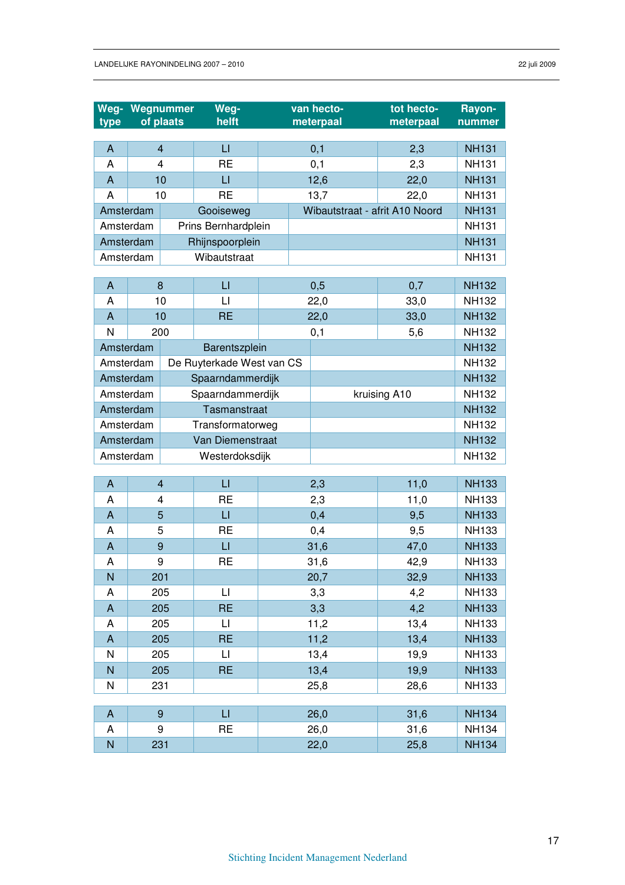| Weg-type | Wegnummer of plaats | Weg-helft | van hecto-meterpaal | tot hecto-meterpaal | Rayon-nummer |
|---|---|---|---|---|---|
| A | 4 | LI | 0,1 | 2,3 | NH131 |
| A | 4 | RE | 0,1 | 2,3 | NH131 |
| A | 10 | LI | 12,6 | 22,0 | NH131 |
| A | 10 | RE | 13,7 | 22,0 | NH131 |
| Amsterdam | Gooiseweg | | Wibautstraat - afrit A10 Noord | | NH131 |
| Amsterdam | Prins Bernhardplein | | | | NH131 |
| Amsterdam | Rhijnspoorplein | | | | NH131 |
| Amsterdam | Wibautstraat | | | | NH131 |
| | | | | | |
| A | 8 | LI | 0,5 | 0,7 | NH132 |
| A | 10 | LI | 22,0 | 33,0 | NH132 |
| A | 10 | RE | 22,0 | 33,0 | NH132 |
| N | 200 | | 0,1 | 5,6 | NH132 |
| Amsterdam | Barentszplein | | | | NH132 |
| Amsterdam | De Ruyterkade West van CS | | | | NH132 |
| Amsterdam | Spaarndammerdijk | | | | NH132 |
| Amsterdam | Spaarndammerdijk | | kruising A10 | | NH132 |
| Amsterdam | Tasmanstraat | | | | NH132 |
| Amsterdam | Transformatorweg | | | | NH132 |
| Amsterdam | Van Diemenstraat | | | | NH132 |
| Amsterdam | Westerdoksdijk | | | | NH132 |
| | | | | | |
| A | 4 | LI | 2,3 | 11,0 | NH133 |
| A | 4 | RE | 2,3 | 11,0 | NH133 |
| A | 5 | LI | 0,4 | 9,5 | NH133 |
| A | 5 | RE | 0,4 | 9,5 | NH133 |
| A | 9 | LI | 31,6 | 47,0 | NH133 |
| A | 9 | RE | 31,6 | 42,9 | NH133 |
| N | 201 | | 20,7 | 32,9 | NH133 |
| A | 205 | LI | 3,3 | 4,2 | NH133 |
| A | 205 | RE | 3,3 | 4,2 | NH133 |
| A | 205 | LI | 11,2 | 13,4 | NH133 |
| A | 205 | RE | 11,2 | 13,4 | NH133 |
| N | 205 | LI | 13,4 | 19,9 | NH133 |
| N | 205 | RE | 13,4 | 19,9 | NH133 |
| N | 231 | | 25,8 | 28,6 | NH133 |
| | | | | | |
| A | 9 | LI | 26,0 | 31,6 | NH134 |
| A | 9 | RE | 26,0 | 31,6 | NH134 |
| N | 231 | | 22,0 | 25,8 | NH134 |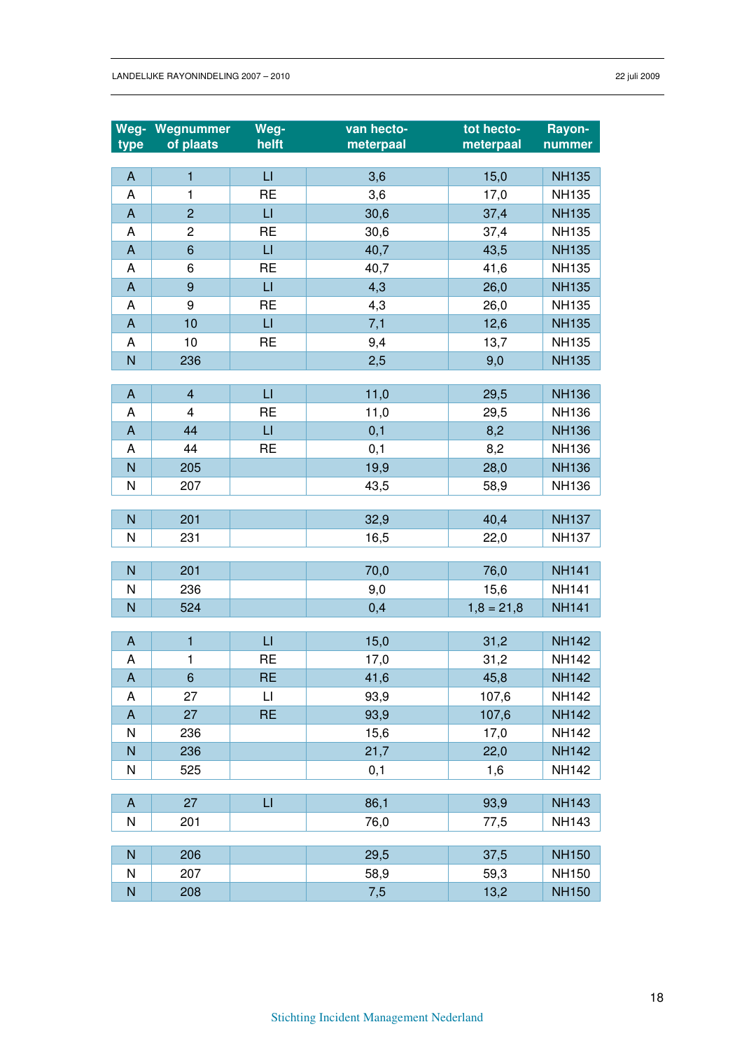| Weg-type | Wegnummer of plaats | Weg-helft | van hecto-meterpaal | tot hecto-meterpaal | Rayon-nummer |
|---|---|---|---|---|---|
| A | 1 | LI | 3,6 | 15,0 | NH135 |
| A | 1 | RE | 3,6 | 17,0 | NH135 |
| A | 2 | LI | 30,6 | 37,4 | NH135 |
| A | 2 | RE | 30,6 | 37,4 | NH135 |
| A | 6 | LI | 40,7 | 43,5 | NH135 |
| A | 6 | RE | 40,7 | 41,6 | NH135 |
| A | 9 | LI | 4,3 | 26,0 | NH135 |
| A | 9 | RE | 4,3 | 26,0 | NH135 |
| A | 10 | LI | 7,1 | 12,6 | NH135 |
| A | 10 | RE | 9,4 | 13,7 | NH135 |
| N | 236 | | 2,5 | 9,0 | NH135 |
| A | 4 | LI | 11,0 | 29,5 | NH136 |
| A | 4 | RE | 11,0 | 29,5 | NH136 |
| A | 44 | LI | 0,1 | 8,2 | NH136 |
| A | 44 | RE | 0,1 | 8,2 | NH136 |
| N | 205 | | 19,9 | 28,0 | NH136 |
| N | 207 | | 43,5 | 58,9 | NH136 |
| N | 201 | | 32,9 | 40,4 | NH137 |
| N | 231 | | 16,5 | 22,0 | NH137 |
| N | 201 | | 70,0 | 76,0 | NH141 |
| N | 236 | | 9,0 | 15,6 | NH141 |
| N | 524 | | 0,4 | 1,8 = 21,8 | NH141 |
| A | 1 | LI | 15,0 | 31,2 | NH142 |
| A | 1 | RE | 17,0 | 31,2 | NH142 |
| A | 6 | RE | 41,6 | 45,8 | NH142 |
| A | 27 | LI | 93,9 | 107,6 | NH142 |
| A | 27 | RE | 93,9 | 107,6 | NH142 |
| N | 236 | | 15,6 | 17,0 | NH142 |
| N | 236 | | 21,7 | 22,0 | NH142 |
| N | 525 | | 0,1 | 1,6 | NH142 |
| A | 27 | LI | 86,1 | 93,9 | NH143 |
| N | 201 | | 76,0 | 77,5 | NH143 |
| N | 206 | | 29,5 | 37,5 | NH150 |
| N | 207 | | 58,9 | 59,3 | NH150 |
| N | 208 | | 7,5 | 13,2 | NH150 |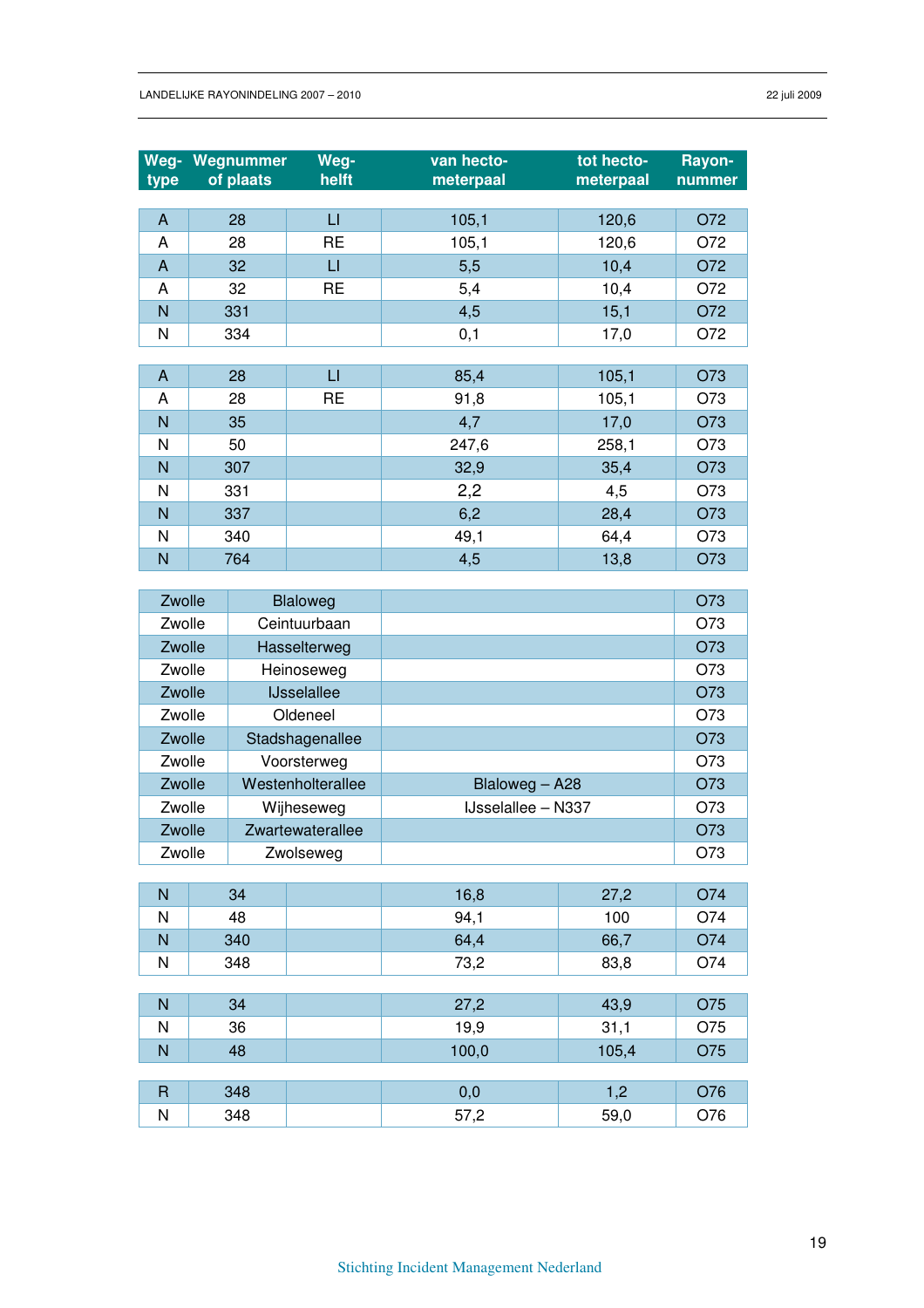| Weg-type | Wegnummer of plaats | Weg-helft | van hecto-meterpaal | tot hecto-meterpaal | Rayon-nummer |
|---|---|---|---|---|---|
| A | 28 | LI | 105,1 | 120,6 | O72 |
| A | 28 | RE | 105,1 | 120,6 | O72 |
| A | 32 | LI | 5,5 | 10,4 | O72 |
| A | 32 | RE | 5,4 | 10,4 | O72 |
| N | 331 | | 4,5 | 15,1 | O72 |
| N | 334 | | 0,1 | 17,0 | O72 |
| A | 28 | LI | 85,4 | 105,1 | O73 |
| A | 28 | RE | 91,8 | 105,1 | O73 |
| N | 35 | | 4,7 | 17,0 | O73 |
| N | 50 | | 247,6 | 258,1 | O73 |
| N | 307 | | 32,9 | 35,4 | O73 |
| N | 331 | | 2,2 | 4,5 | O73 |
| N | 337 | | 6,2 | 28,4 | O73 |
| N | 340 | | 49,1 | 64,4 | O73 |
| N | 764 | | 4,5 | 13,8 | O73 |

| Plaats | Weg | Traject | Rayonnummer |
|---|---|---|---|
| Zwolle | Blaloweg | | O73 |
| Zwolle | Ceintuurbaan | | O73 |
| Zwolle | Hasselterweg | | O73 |
| Zwolle | Heinoseweg | | O73 |
| Zwolle | IJsselallee | | O73 |
| Zwolle | Oldeneel | | O73 |
| Zwolle | Stadshagenallee | | O73 |
| Zwolle | Voorsterweg | | O73 |
| Zwolle | Westenholterallee | Blaloweg – A28 | O73 |
| Zwolle | Wijheseweg | IJsselallee – N337 | O73 |
| Zwolle | Zwartewaterallee | | O73 |
| Zwolle | Zwolseweg | | O73 |

| Weg-type | Wegnummer of plaats | Weg-helft | van hecto-meterpaal | tot hecto-meterpaal | Rayon-nummer |
|---|---|---|---|---|---|
| N | 34 | | 16,8 | 27,2 | O74 |
| N | 48 | | 94,1 | 100 | O74 |
| N | 340 | | 64,4 | 66,7 | O74 |
| N | 348 | | 73,2 | 83,8 | O74 |
| N | 34 | | 27,2 | 43,9 | O75 |
| N | 36 | | 19,9 | 31,1 | O75 |
| N | 48 | | 100,0 | 105,4 | O75 |
| R | 348 | | 0,0 | 1,2 | O76 |
| N | 348 | | 57,2 | 59,0 | O76 |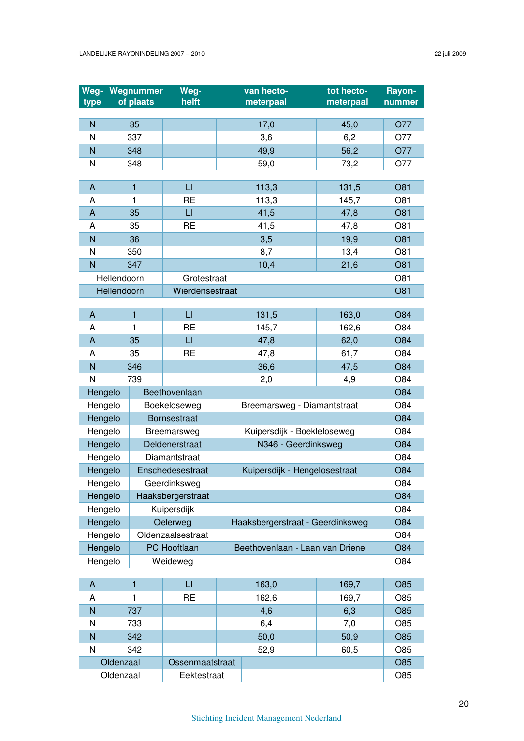| Weg-type | Wegnummer of plaats | Weg-helft | van hectometerpaal | tot hectometerpaal | Rayon-nummer |
|---|---|---|---|---|---|
| N | 35 | | 17,0 | 45,0 | O77 |
| N | 337 | | 3,6 | 6,2 | O77 |
| N | 348 | | 49,9 | 56,2 | O77 |
| N | 348 | | 59,0 | 73,2 | O77 |
| | | | | | |
| A | 1 | LI | 113,3 | 131,5 | O81 |
| A | 1 | RE | 113,3 | 145,7 | O81 |
| A | 35 | LI | 41,5 | 47,8 | O81 |
| A | 35 | RE | 41,5 | 47,8 | O81 |
| N | 36 | | 3,5 | 19,9 | O81 |
| N | 350 | | 8,7 | 13,4 | O81 |
| N | 347 | | 10,4 | 21,6 | O81 |
| Hellendoorn | | Grotestraat | | | O81 |
| Hellendoorn | | Wierdensestraat | | | O81 |
| | | | | | |
| A | 1 | LI | 131,5 | 163,0 | O84 |
| A | 1 | RE | 145,7 | 162,6 | O84 |
| A | 35 | LI | 47,8 | 62,0 | O84 |
| A | 35 | RE | 47,8 | 61,7 | O84 |
| N | 346 | | 36,6 | 47,5 | O84 |
| N | 739 | | 2,0 | 4,9 | O84 |
| Hengelo | Beethovenlaan | | | | O84 |
| Hengelo | Boekeloseweg | | Breemarsweg - Diamantstraat | | O84 |
| Hengelo | Bornsestraat | | | | O84 |
| Hengelo | Breemarsweg | | Kuipersdijk - Boekleloseweg | | O84 |
| Hengelo | Deldenerstraat | | N346 - Geerdinksweg | | O84 |
| Hengelo | Diamantstraat | | | | O84 |
| Hengelo | Enschedesestraat | | Kuipersdijk - Hengelosestraat | | O84 |
| Hengelo | Geerdinksweg | | | | O84 |
| Hengelo | Haaksbergerstraat | | | | O84 |
| Hengelo | Kuipersdijk | | | | O84 |
| Hengelo | Oelerweg | | Haaksbergerstraat - Geerdinksweg | | O84 |
| Hengelo | Oldenzaalsestraat | | | | O84 |
| Hengelo | PC Hooftlaan | | Beethovenlaan - Laan van Driene | | O84 |
| Hengelo | Weideweg | | | | O84 |
| | | | | | |
| A | 1 | LI | 163,0 | 169,7 | O85 |
| A | 1 | RE | 162,6 | 169,7 | O85 |
| N | 737 | | 4,6 | 6,3 | O85 |
| N | 733 | | 6,4 | 7,0 | O85 |
| N | 342 | | 50,0 | 50,9 | O85 |
| N | 342 | | 52,9 | 60,5 | O85 |
| Oldenzaal | | Ossenmaatstraat | | | O85 |
| Oldenzaal | | Eektestraat | | | O85 |

Stichting Incident Management Nederland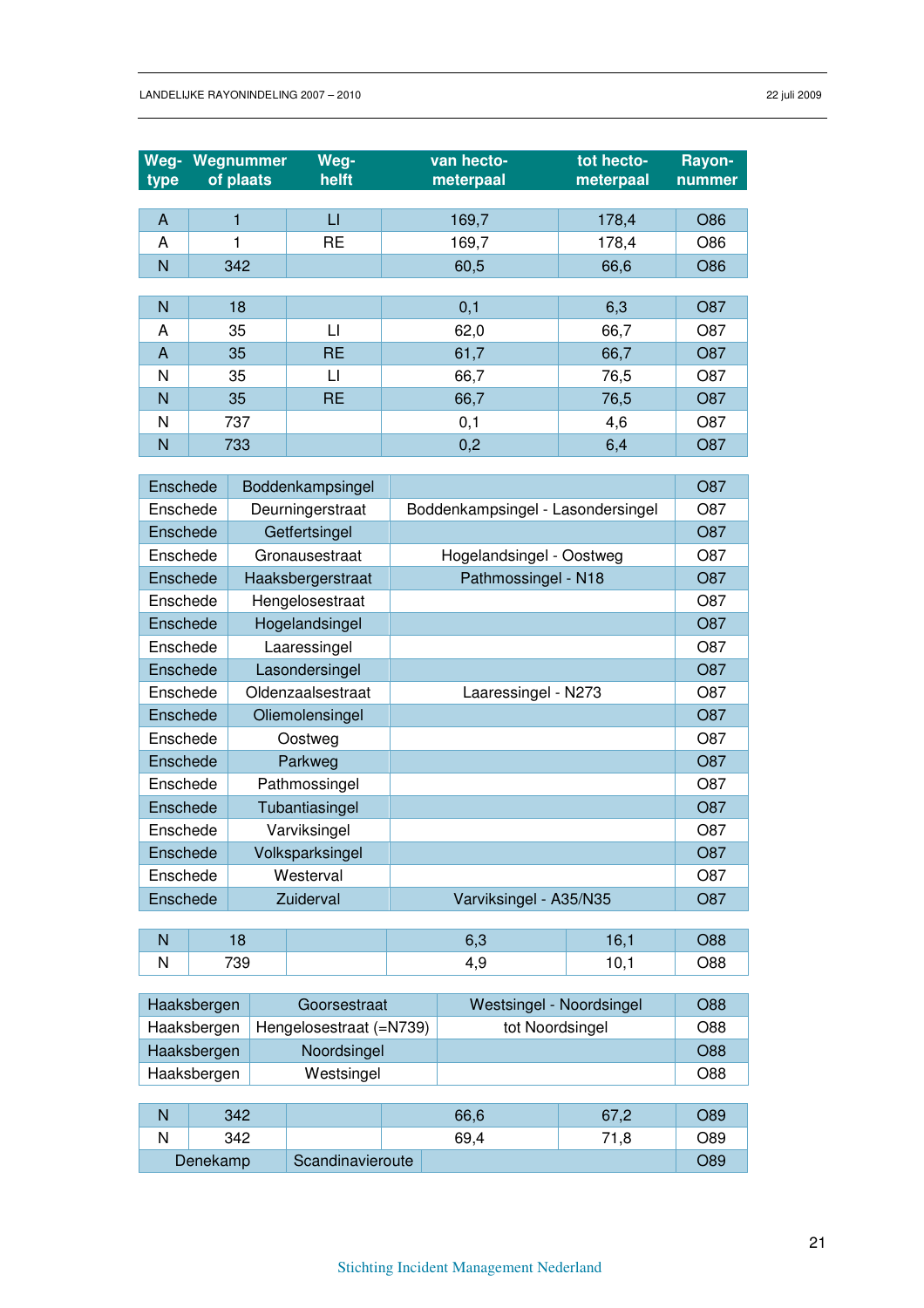| Weg-type | Wegnummer of plaats | Weg-helft | van hecto-meterpaal | tot hecto-meterpaal | Rayon-nummer |
|---|---|---|---|---|---|
| A | 1 | LI | 169,7 | 178,4 | O86 |
| A | 1 | RE | 169,7 | 178,4 | O86 |
| N | 342 | | 60,5 | 66,6 | O86 |
| N | 18 | | 0,1 | 6,3 | O87 |
| A | 35 | LI | 62,0 | 66,7 | O87 |
| A | 35 | RE | 61,7 | 66,7 | O87 |
| N | 35 | LI | 66,7 | 76,5 | O87 |
| N | 35 | RE | 66,7 | 76,5 | O87 |
| N | 737 | | 0,1 | 4,6 | O87 |
| N | 733 | | 0,2 | 6,4 | O87 |

| | | | |
|---|---|---|---|
| Enschede | Boddenkampsingel | | O87 |
| Enschede | Deurningerstraat | Boddenkampsingel - Lasondersingel | O87 |
| Enschede | Getfertsingel | | O87 |
| Enschede | Gronausestraat | Hogelandsingel - Oostweg | O87 |
| Enschede | Haaksbergerstraat | Pathmossingel - N18 | O87 |
| Enschede | Hengelosestraat | | O87 |
| Enschede | Hogelandsingel | | O87 |
| Enschede | Laaressingel | | O87 |
| Enschede | Lasondersingel | | O87 |
| Enschede | Oldenzaalsestraat | Laaressingel - N273 | O87 |
| Enschede | Oliemolensingel | | O87 |
| Enschede | Oostweg | | O87 |
| Enschede | Parkweg | | O87 |
| Enschede | Pathmossingel | | O87 |
| Enschede | Tubantiasingel | | O87 |
| Enschede | Varviksingel | | O87 |
| Enschede | Volksparksingel | | O87 |
| Enschede | Westerval | | O87 |
| Enschede | Zuiderval | Varviksingel - A35/N35 | O87 |

| | | | | | |
|---|---|---|---|---|---|
| N | 18 | | 6,3 | 16,1 | O88 |
| N | 739 | | 4,9 | 10,1 | O88 |

| | | | |
|---|---|---|---|
| Haaksbergen | Goorsestraat | Westsingel - Noordsingel | O88 |
| Haaksbergen | Hengelosestraat (=N739) | tot Noordsingel | O88 |
| Haaksbergen | Noordsingel | | O88 |
| Haaksbergen | Westsingel | | O88 |

| | | | | | |
|---|---|---|---|---|---|
| N | 342 | | 66,6 | 67,2 | O89 |
| N | 342 | | 69,4 | 71,8 | O89 |
| Denekamp | | Scandinavieroute | | | O89 |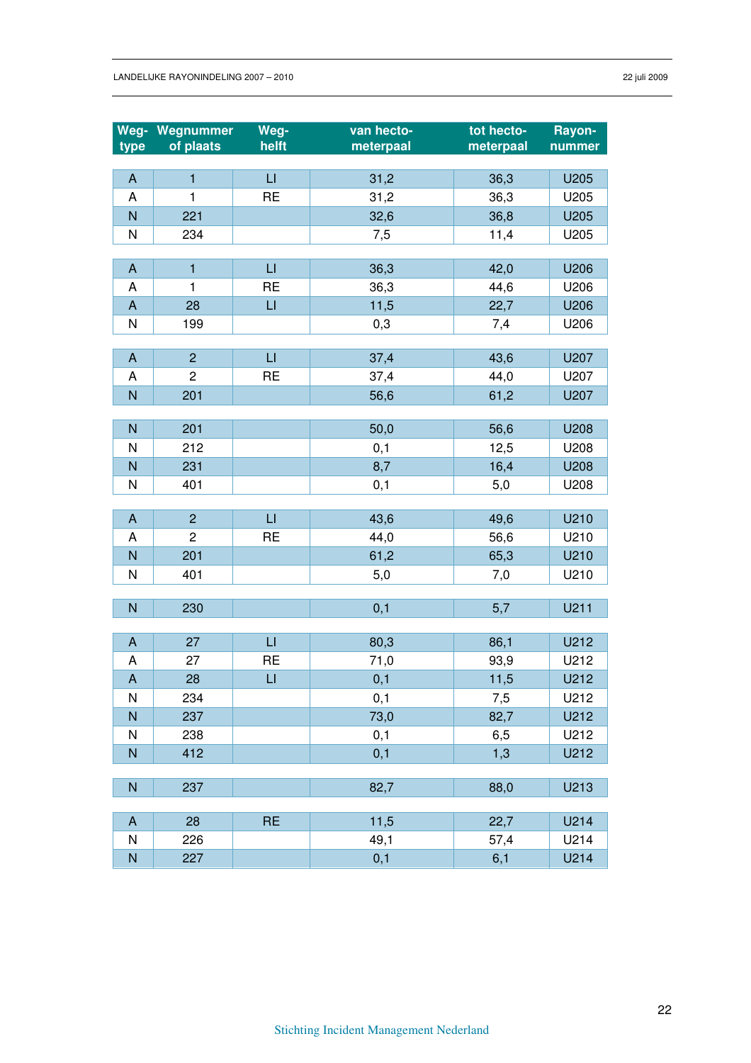| Weg-type | Wegnummer of plaats | Weg-helft | van hecto-meterpaal | tot hecto-meterpaal | Rayon-nummer |
|---|---|---|---|---|---|
| A | 1 | LI | 31,2 | 36,3 | U205 |
| A | 1 | RE | 31,2 | 36,3 | U205 |
| N | 221 | | 32,6 | 36,8 | U205 |
| N | 234 | | 7,5 | 11,4 | U205 |
| A | 1 | LI | 36,3 | 42,0 | U206 |
| A | 1 | RE | 36,3 | 44,6 | U206 |
| A | 28 | LI | 11,5 | 22,7 | U206 |
| N | 199 | | 0,3 | 7,4 | U206 |
| A | 2 | LI | 37,4 | 43,6 | U207 |
| A | 2 | RE | 37,4 | 44,0 | U207 |
| N | 201 | | 56,6 | 61,2 | U207 |
| N | 201 | | 50,0 | 56,6 | U208 |
| N | 212 | | 0,1 | 12,5 | U208 |
| N | 231 | | 8,7 | 16,4 | U208 |
| N | 401 | | 0,1 | 5,0 | U208 |
| A | 2 | LI | 43,6 | 49,6 | U210 |
| A | 2 | RE | 44,0 | 56,6 | U210 |
| N | 201 | | 61,2 | 65,3 | U210 |
| N | 401 | | 5,0 | 7,0 | U210 |
| N | 230 | | 0,1 | 5,7 | U211 |
| A | 27 | LI | 80,3 | 86,1 | U212 |
| A | 27 | RE | 71,0 | 93,9 | U212 |
| A | 28 | LI | 0,1 | 11,5 | U212 |
| N | 234 | | 0,1 | 7,5 | U212 |
| N | 237 | | 73,0 | 82,7 | U212 |
| N | 238 | | 0,1 | 6,5 | U212 |
| N | 412 | | 0,1 | 1,3 | U212 |
| N | 237 | | 82,7 | 88,0 | U213 |
| A | 28 | RE | 11,5 | 22,7 | U214 |
| N | 226 | | 49,1 | 57,4 | U214 |
| N | 227 | | 0,1 | 6,1 | U214 |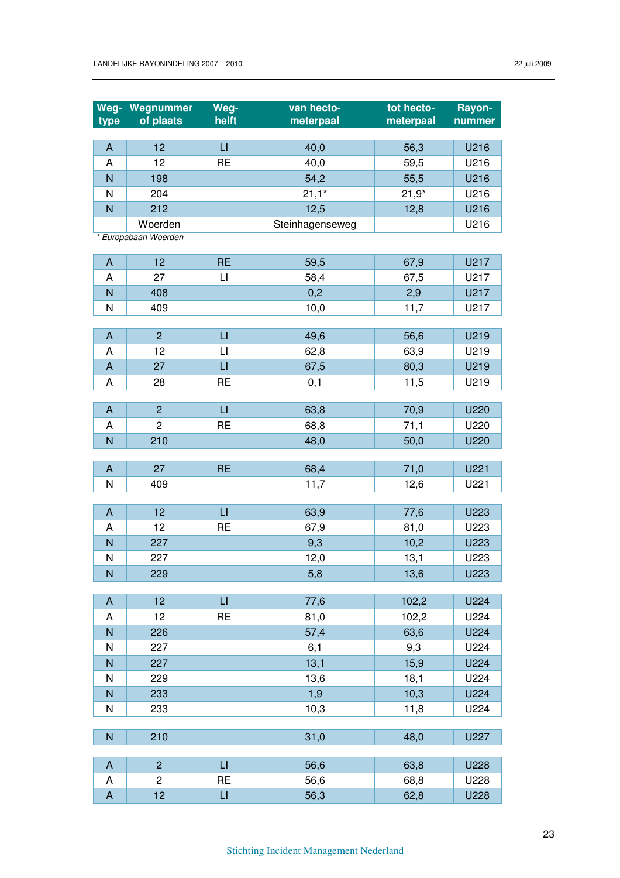| Weg-type | Wegnummer of plaats | Weg-helft | van hecto-meterpaal | tot hecto-meterpaal | Rayon-nummer |
|---|---|---|---|---|---|
| A | 12 | LI | 40,0 | 56,3 | U216 |
| A | 12 | RE | 40,0 | 59,5 | U216 |
| N | 198 | | 54,2 | 55,5 | U216 |
| N | 204 | | 21,1* | 21,9* | U216 |
| N | 212 | | 12,5 | 12,8 | U216 |
| | Woerden | | Steinhagenseweg | | U216 |

*\* Europabaan Woerden*

| Weg-type | Wegnummer of plaats | Weg-helft | van hecto-meterpaal | tot hecto-meterpaal | Rayon-nummer |
|---|---|---|---|---|---|
| A | 12 | RE | 59,5 | 67,9 | U217 |
| A | 27 | LI | 58,4 | 67,5 | U217 |
| N | 408 | | 0,2 | 2,9 | U217 |
| N | 409 | | 10,0 | 11,7 | U217 |
| | | | | | |
| A | 2 | LI | 49,6 | 56,6 | U219 |
| A | 12 | LI | 62,8 | 63,9 | U219 |
| A | 27 | LI | 67,5 | 80,3 | U219 |
| A | 28 | RE | 0,1 | 11,5 | U219 |
| | | | | | |
| A | 2 | LI | 63,8 | 70,9 | U220 |
| A | 2 | RE | 68,8 | 71,1 | U220 |
| N | 210 | | 48,0 | 50,0 | U220 |
| | | | | | |
| A | 27 | RE | 68,4 | 71,0 | U221 |
| N | 409 | | 11,7 | 12,6 | U221 |
| | | | | | |
| A | 12 | LI | 63,9 | 77,6 | U223 |
| A | 12 | RE | 67,9 | 81,0 | U223 |
| N | 227 | | 9,3 | 10,2 | U223 |
| N | 227 | | 12,0 | 13,1 | U223 |
| N | 229 | | 5,8 | 13,6 | U223 |
| | | | | | |
| A | 12 | LI | 77,6 | 102,2 | U224 |
| A | 12 | RE | 81,0 | 102,2 | U224 |
| N | 226 | | 57,4 | 63,6 | U224 |
| N | 227 | | 6,1 | 9,3 | U224 |
| N | 227 | | 13,1 | 15,9 | U224 |
| N | 229 | | 13,6 | 18,1 | U224 |
| N | 233 | | 1,9 | 10,3 | U224 |
| N | 233 | | 10,3 | 11,8 | U224 |
| | | | | | |
| N | 210 | | 31,0 | 48,0 | U227 |
| | | | | | |
| A | 2 | LI | 56,6 | 63,8 | U228 |
| A | 2 | RE | 56,6 | 68,8 | U228 |
| A | 12 | LI | 56,3 | 62,8 | U228 |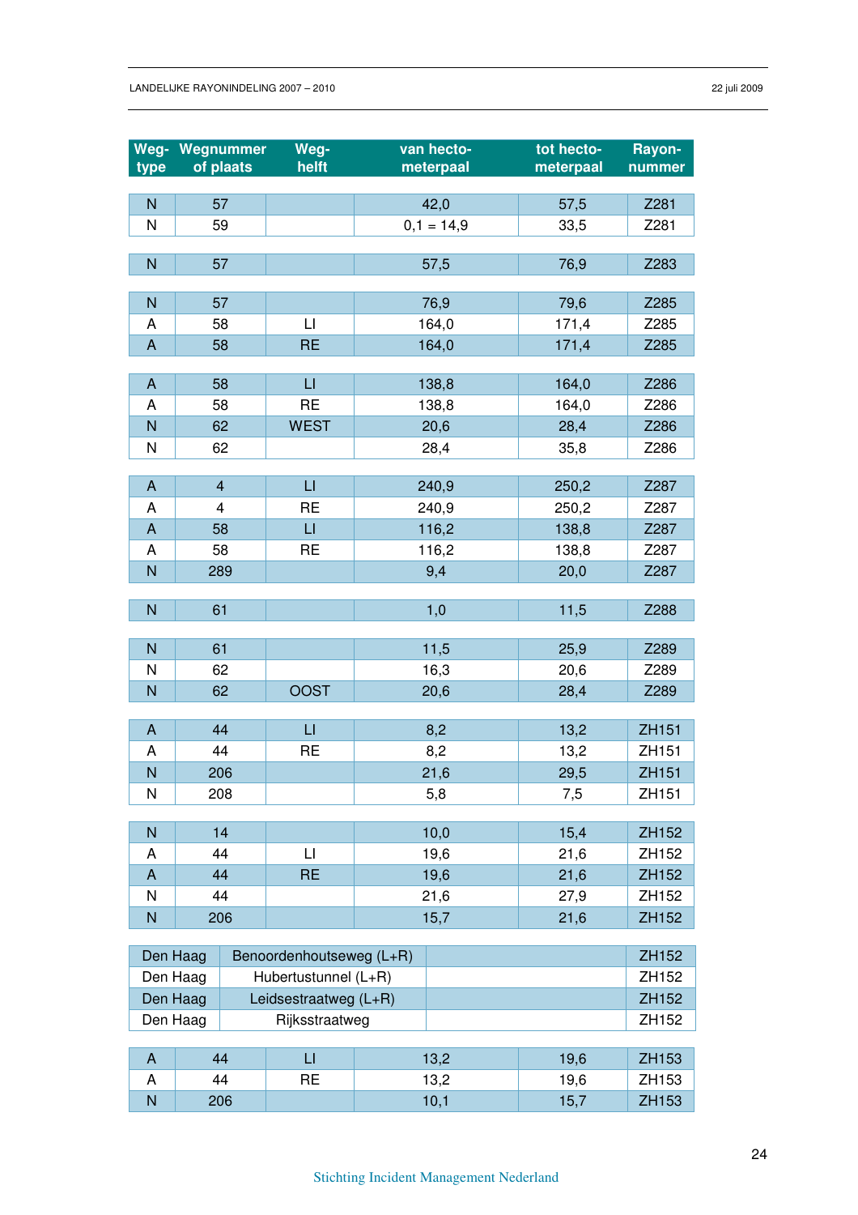| Weg-type | Wegnummer of plaats | Weg-helft | van hecto-meterpaal | tot hecto-meterpaal | Rayon-nummer |
|---|---|---|---|---|---|
| N | 57 | | 42,0 | 57,5 | Z281 |
| N | 59 | | 0,1 = 14,9 | 33,5 | Z281 |
| | | | | | |
| N | 57 | | 57,5 | 76,9 | Z283 |
| | | | | | |
| N | 57 | | 76,9 | 79,6 | Z285 |
| A | 58 | LI | 164,0 | 171,4 | Z285 |
| A | 58 | RE | 164,0 | 171,4 | Z285 |
| | | | | | |
| A | 58 | LI | 138,8 | 164,0 | Z286 |
| A | 58 | RE | 138,8 | 164,0 | Z286 |
| N | 62 | WEST | 20,6 | 28,4 | Z286 |
| N | 62 | | 28,4 | 35,8 | Z286 |
| | | | | | |
| A | 4 | LI | 240,9 | 250,2 | Z287 |
| A | 4 | RE | 240,9 | 250,2 | Z287 |
| A | 58 | LI | 116,2 | 138,8 | Z287 |
| A | 58 | RE | 116,2 | 138,8 | Z287 |
| N | 289 | | 9,4 | 20,0 | Z287 |
| | | | | | |
| N | 61 | | 1,0 | 11,5 | Z288 |
| | | | | | |
| N | 61 | | 11,5 | 25,9 | Z289 |
| N | 62 | | 16,3 | 20,6 | Z289 |
| N | 62 | OOST | 20,6 | 28,4 | Z289 |
| | | | | | |
| A | 44 | LI | 8,2 | 13,2 | ZH151 |
| A | 44 | RE | 8,2 | 13,2 | ZH151 |
| N | 206 | | 21,6 | 29,5 | ZH151 |
| N | 208 | | 5,8 | 7,5 | ZH151 |
| | | | | | |
| N | 14 | | 10,0 | 15,4 | ZH152 |
| A | 44 | LI | 19,6 | 21,6 | ZH152 |
| A | 44 | RE | 19,6 | 21,6 | ZH152 |
| N | 44 | | 21,6 | 27,9 | ZH152 |
| N | 206 | | 15,7 | 21,6 | ZH152 |

| Plaats | Weg | | Rayon-nummer |
|---|---|---|---|
| Den Haag | Benoordenhoutseweg (L+R) | | ZH152 |
| Den Haag | Hubertustunnel (L+R) | | ZH152 |
| Den Haag | Leidsestraatweg (L+R) | | ZH152 |
| Den Haag | Rijksstraatweg | | ZH152 |

| Weg-type | Wegnummer of plaats | Weg-helft | van hecto-meterpaal | tot hecto-meterpaal | Rayon-nummer |
|---|---|---|---|---|---|
| A | 44 | LI | 13,2 | 19,6 | ZH153 |
| A | 44 | RE | 13,2 | 19,6 | ZH153 |
| N | 206 | | 10,1 | 15,7 | ZH153 |

Stichting Incident Management Nederland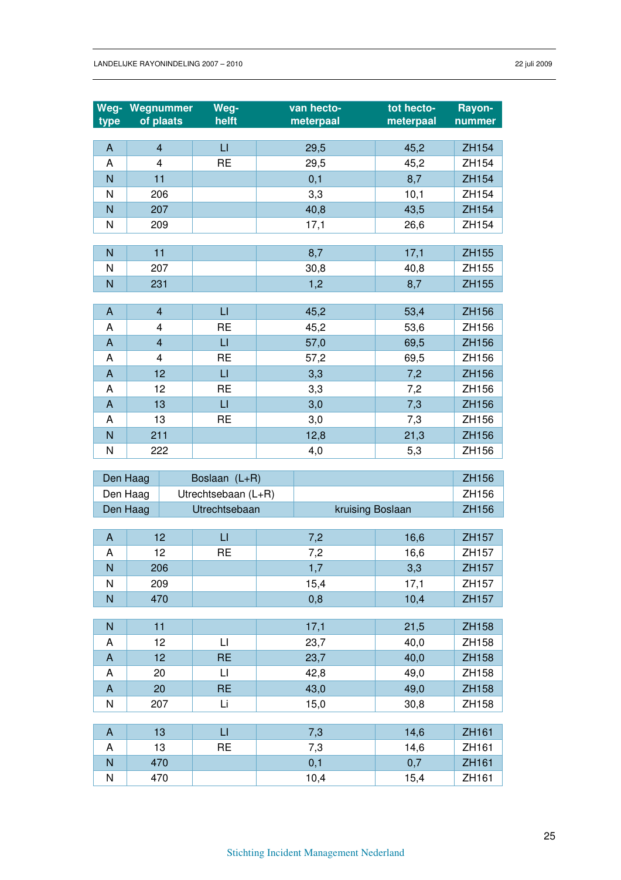| Weg-type | Wegnummer of plaats | Weg-helft | van hecto-meterpaal | tot hecto-meterpaal | Rayon-nummer |
|---|---|---|---|---|---|
| A | 4 | LI | 29,5 | 45,2 | ZH154 |
| A | 4 | RE | 29,5 | 45,2 | ZH154 |
| N | 11 | | 0,1 | 8,7 | ZH154 |
| N | 206 | | 3,3 | 10,1 | ZH154 |
| N | 207 | | 40,8 | 43,5 | ZH154 |
| N | 209 | | 17,1 | 26,6 | ZH154 |
| | | | | | |
| N | 11 | | 8,7 | 17,1 | ZH155 |
| N | 207 | | 30,8 | 40,8 | ZH155 |
| N | 231 | | 1,2 | 8,7 | ZH155 |
| | | | | | |
| A | 4 | LI | 45,2 | 53,4 | ZH156 |
| A | 4 | RE | 45,2 | 53,6 | ZH156 |
| A | 4 | LI | 57,0 | 69,5 | ZH156 |
| A | 4 | RE | 57,2 | 69,5 | ZH156 |
| A | 12 | LI | 3,3 | 7,2 | ZH156 |
| A | 12 | RE | 3,3 | 7,2 | ZH156 |
| A | 13 | LI | 3,0 | 7,3 | ZH156 |
| A | 13 | RE | 3,0 | 7,3 | ZH156 |
| N | 211 | | 12,8 | 21,3 | ZH156 |
| N | 222 | | 4,0 | 5,3 | ZH156 |
| | | | | | |
| Den Haag | Boslaan (L+R) | | | | ZH156 |
| Den Haag | Utrechtsebaan (L+R) | | | | ZH156 |
| Den Haag | Utrechtsebaan | | kruising Boslaan | | ZH156 |
| | | | | | |
| A | 12 | LI | 7,2 | 16,6 | ZH157 |
| A | 12 | RE | 7,2 | 16,6 | ZH157 |
| N | 206 | | 1,7 | 3,3 | ZH157 |
| N | 209 | | 15,4 | 17,1 | ZH157 |
| N | 470 | | 0,8 | 10,4 | ZH157 |
| | | | | | |
| N | 11 | | 17,1 | 21,5 | ZH158 |
| A | 12 | LI | 23,7 | 40,0 | ZH158 |
| A | 12 | RE | 23,7 | 40,0 | ZH158 |
| A | 20 | LI | 42,8 | 49,0 | ZH158 |
| A | 20 | RE | 43,0 | 49,0 | ZH158 |
| N | 207 | Li | 15,0 | 30,8 | ZH158 |
| | | | | | |
| A | 13 | LI | 7,3 | 14,6 | ZH161 |
| A | 13 | RE | 7,3 | 14,6 | ZH161 |
| N | 470 | | 0,1 | 0,7 | ZH161 |
| N | 470 | | 10,4 | 15,4 | ZH161 |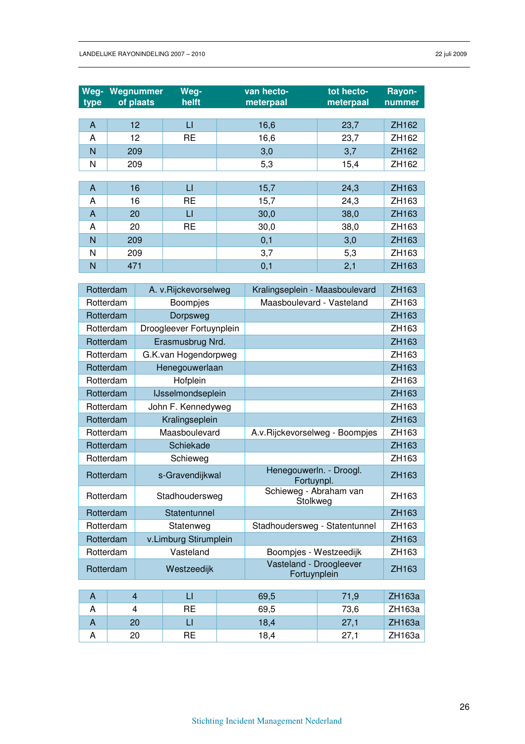| Weg-type | Wegnummer of plaats | Weg-helft | van hecto-meterpaal | tot hecto-meterpaal | Rayon-nummer |
|---|---|---|---|---|---|
| A | 12 | LI | 16,6 | 23,7 | ZH162 |
| A | 12 | RE | 16,6 | 23,7 | ZH162 |
| N | 209 | | 3,0 | 3,7 | ZH162 |
| N | 209 | | 5,3 | 15,4 | ZH162 |

| Weg-type | Wegnummer of plaats | Weg-helft | van hecto-meterpaal | tot hecto-meterpaal | Rayon-nummer |
|---|---|---|---|---|---|
| A | 16 | LI | 15,7 | 24,3 | ZH163 |
| A | 16 | RE | 15,7 | 24,3 | ZH163 |
| A | 20 | LI | 30,0 | 38,0 | ZH163 |
| A | 20 | RE | 30,0 | 38,0 | ZH163 |
| N | 209 | | 0,1 | 3,0 | ZH163 |
| N | 209 | | 3,7 | 5,3 | ZH163 |
| N | 471 | | 0,1 | 2,1 | ZH163 |

| Plaats | Weg | Traject | Rayonnummer |
|---|---|---|---|
| Rotterdam | A. v.Rijckevorselweg | Kralingseplein - Maasboulevard | ZH163 |
| Rotterdam | Boompjes | Maasboulevard - Vasteland | ZH163 |
| Rotterdam | Dorpsweg | | ZH163 |
| Rotterdam | Droogleever Fortuynplein | | ZH163 |
| Rotterdam | Erasmusbrug Nrd. | | ZH163 |
| Rotterdam | G.K.van Hogendorpweg | | ZH163 |
| Rotterdam | Henegouwerlaan | | ZH163 |
| Rotterdam | Hofplein | | ZH163 |
| Rotterdam | IJsselmondseplein | | ZH163 |
| Rotterdam | John F. Kennedyweg | | ZH163 |
| Rotterdam | Kralingseplein | | ZH163 |
| Rotterdam | Maasboulevard | A.v.Rijckevorselweg - Boompjes | ZH163 |
| Rotterdam | Schiekade | | ZH163 |
| Rotterdam | Schieweg | | ZH163 |
| Rotterdam | s-Gravendijkwal | Henegouwerln. - Droogl. Fortuynpl. | ZH163 |
| Rotterdam | Stadhoudersweg | Schieweg - Abraham van Stolkweg | ZH163 |
| Rotterdam | Statentunnel | | ZH163 |
| Rotterdam | Statenweg | Stadhoudersweg - Statentunnel | ZH163 |
| Rotterdam | v.Limburg Stirumplein | | ZH163 |
| Rotterdam | Vasteland | Boompjes - Westzeedijk | ZH163 |
| Rotterdam | Westzeedijk | Vasteland - Droogleever Fortuynplein | ZH163 |

| Weg-type | Wegnummer of plaats | Weg-helft | van hecto-meterpaal | tot hecto-meterpaal | Rayon-nummer |
|---|---|---|---|---|---|
| A | 4 | LI | 69,5 | 71,9 | ZH163a |
| A | 4 | RE | 69,5 | 73,6 | ZH163a |
| A | 20 | LI | 18,4 | 27,1 | ZH163a |
| A | 20 | RE | 18,4 | 27,1 | ZH163a |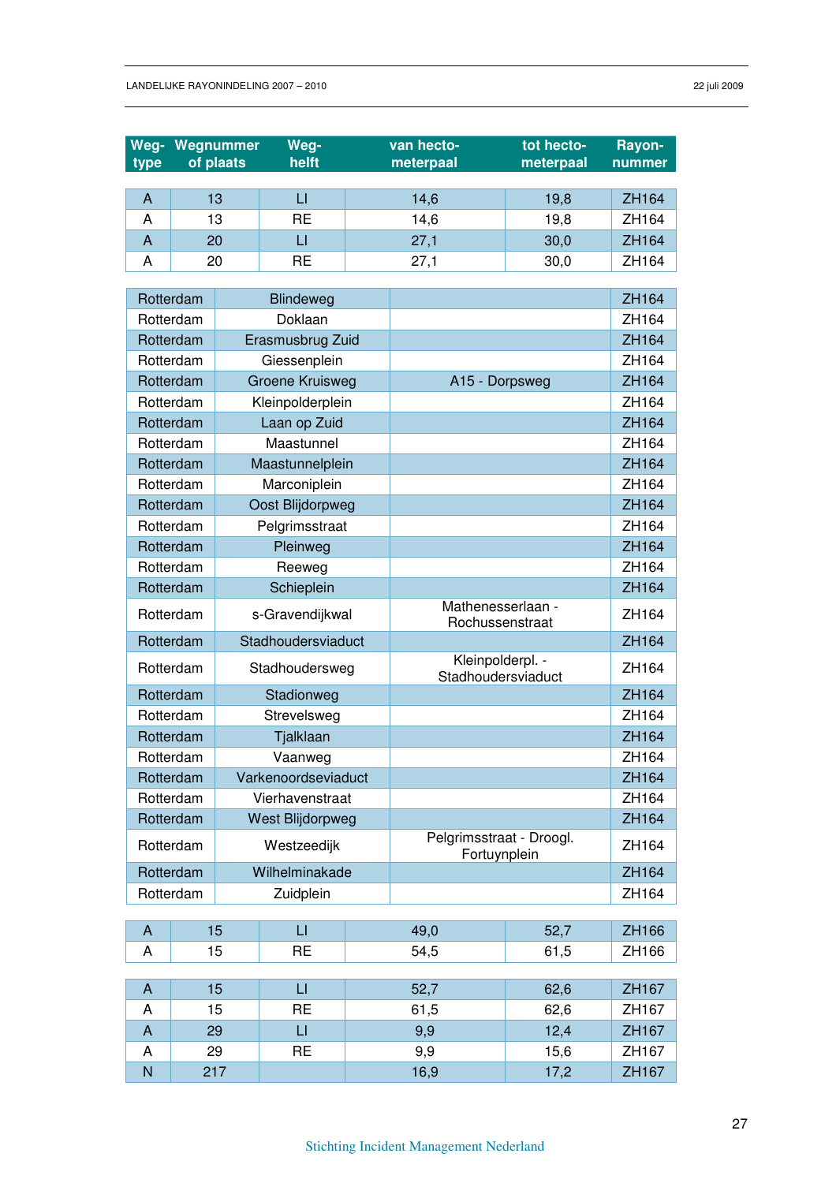| Weg-type | Wegnummer of plaats | Weg-helft | van hecto-meterpaal | tot hecto-meterpaal | Rayon-nummer |
|---|---|---|---|---|---|
| A | 13 | LI | 14,6 | 19,8 | ZH164 |
| A | 13 | RE | 14,6 | 19,8 | ZH164 |
| A | 20 | LI | 27,1 | 30,0 | ZH164 |
| A | 20 | RE | 27,1 | 30,0 | ZH164 |

| | | | |
|---|---|---|---|
| Rotterdam | Blindeweg | | ZH164 |
| Rotterdam | Doklaan | | ZH164 |
| Rotterdam | Erasmusbrug Zuid | | ZH164 |
| Rotterdam | Giessenplein | | ZH164 |
| Rotterdam | Groene Kruisweg | A15 - Dorpsweg | ZH164 |
| Rotterdam | Kleinpolderplein | | ZH164 |
| Rotterdam | Laan op Zuid | | ZH164 |
| Rotterdam | Maastunnel | | ZH164 |
| Rotterdam | Maastunnelplein | | ZH164 |
| Rotterdam | Marconiplein | | ZH164 |
| Rotterdam | Oost Blijdorpweg | | ZH164 |
| Rotterdam | Pelgrimsstraat | | ZH164 |
| Rotterdam | Pleinweg | | ZH164 |
| Rotterdam | Reeweg | | ZH164 |
| Rotterdam | Schieplein | | ZH164 |
| Rotterdam | s-Gravendijkwal | Mathenesserlaan - Rochussenstraat | ZH164 |
| Rotterdam | Stadhoudersviaduct | | ZH164 |
| Rotterdam | Stadhoudersweg | Kleinpolderpl. - Stadhoudersviaduct | ZH164 |
| Rotterdam | Stadionweg | | ZH164 |
| Rotterdam | Strevelsweg | | ZH164 |
| Rotterdam | Tjalklaan | | ZH164 |
| Rotterdam | Vaanweg | | ZH164 |
| Rotterdam | Varkenoordseviaduct | | ZH164 |
| Rotterdam | Vierhavenstraat | | ZH164 |
| Rotterdam | West Blijdorpweg | | ZH164 |
| Rotterdam | Westzeedijk | Pelgrimsstraat - Droogl. Fortuynplein | ZH164 |
| Rotterdam | Wilhelminakade | | ZH164 |
| Rotterdam | Zuidplein | | ZH164 |

| | | | | | |
|---|---|---|---|---|---|
| A | 15 | LI | 49,0 | 52,7 | ZH166 |
| A | 15 | RE | 54,5 | 61,5 | ZH166 |

| | | | | | |
|---|---|---|---|---|---|
| A | 15 | LI | 52,7 | 62,6 | ZH167 |
| A | 15 | RE | 61,5 | 62,6 | ZH167 |
| A | 29 | LI | 9,9 | 12,4 | ZH167 |
| A | 29 | RE | 9,9 | 15,6 | ZH167 |
| N | 217 | | 16,9 | 17,2 | ZH167 |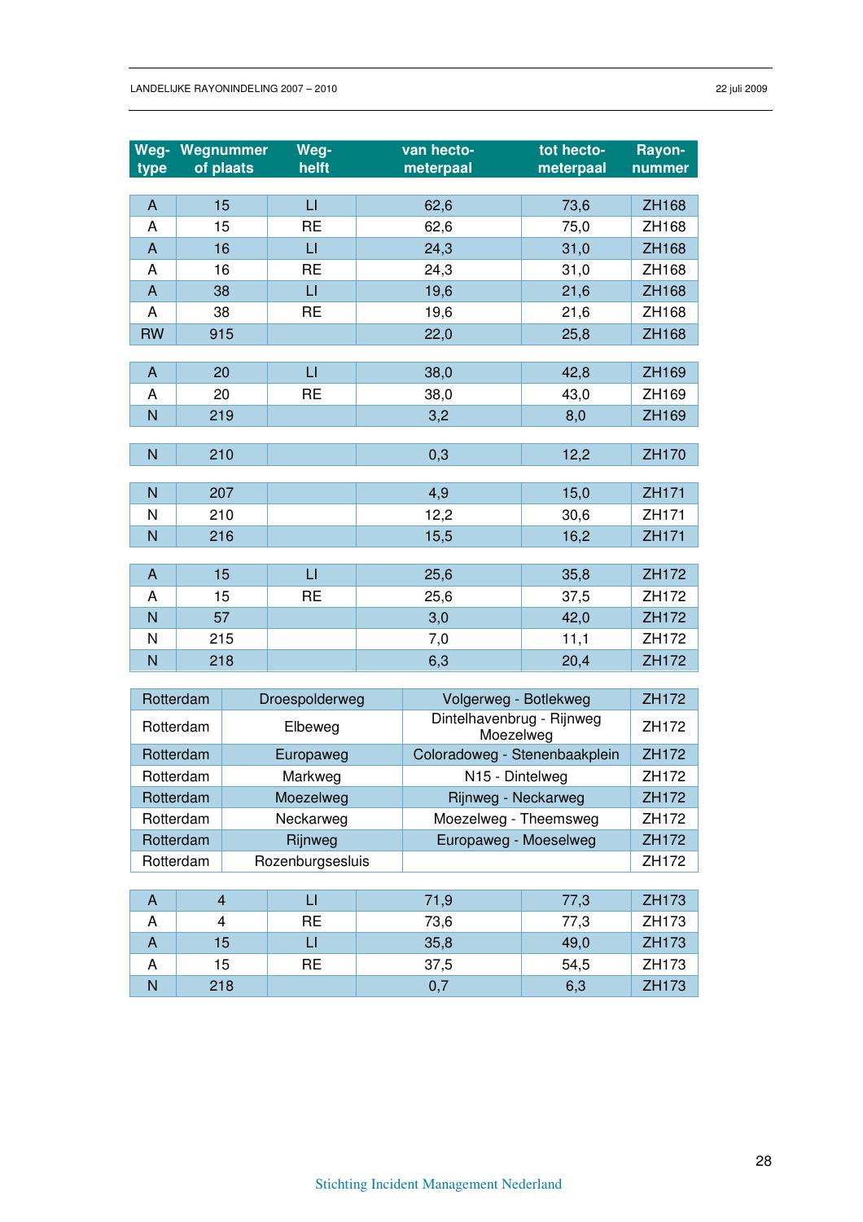| Weg-type | Wegnummer of plaats | Weg-helft | van hecto-meterpaal | tot hecto-meterpaal | Rayon-nummer |
|---|---|---|---|---|---|
| A | 15 | LI | 62,6 | 73,6 | ZH168 |
| A | 15 | RE | 62,6 | 75,0 | ZH168 |
| A | 16 | LI | 24,3 | 31,0 | ZH168 |
| A | 16 | RE | 24,3 | 31,0 | ZH168 |
| A | 38 | LI | 19,6 | 21,6 | ZH168 |
| A | 38 | RE | 19,6 | 21,6 | ZH168 |
| RW | 915 | | 22,0 | 25,8 | ZH168 |
| A | 20 | LI | 38,0 | 42,8 | ZH169 |
| A | 20 | RE | 38,0 | 43,0 | ZH169 |
| N | 219 | | 3,2 | 8,0 | ZH169 |
| N | 210 | | 0,3 | 12,2 | ZH170 |
| N | 207 | | 4,9 | 15,0 | ZH171 |
| N | 210 | | 12,2 | 30,6 | ZH171 |
| N | 216 | | 15,5 | 16,2 | ZH171 |
| A | 15 | LI | 25,6 | 35,8 | ZH172 |
| A | 15 | RE | 25,6 | 37,5 | ZH172 |
| N | 57 | | 3,0 | 42,0 | ZH172 |
| N | 215 | | 7,0 | 11,1 | ZH172 |
| N | 218 | | 6,3 | 20,4 | ZH172 |

| Plaats | Weg | Traject | Rayonnummer |
|---|---|---|---|
| Rotterdam | Droespolderweg | Volgerweg - Botlekweg | ZH172 |
| Rotterdam | Elbeweg | Dintelhavenbrug - Rijnweg Moezelweg | ZH172 |
| Rotterdam | Europaweg | Coloradoweg - Stenenbaakplein | ZH172 |
| Rotterdam | Markweg | N15 - Dintelweg | ZH172 |
| Rotterdam | Moezelweg | Rijnweg - Neckarweg | ZH172 |
| Rotterdam | Neckarweg | Moezelweg - Theemsweg | ZH172 |
| Rotterdam | Rijnweg | Europaweg - Moeselweg | ZH172 |
| Rotterdam | Rozenburgsesluis | | ZH172 |

| Weg-type | Wegnummer of plaats | Weg-helft | van hecto-meterpaal | tot hecto-meterpaal | Rayon-nummer |
|---|---|---|---|---|---|
| A | 4 | LI | 71,9 | 77,3 | ZH173 |
| A | 4 | RE | 73,6 | 77,3 | ZH173 |
| A | 15 | LI | 35,8 | 49,0 | ZH173 |
| A | 15 | RE | 37,5 | 54,5 | ZH173 |
| N | 218 | | 0,7 | 6,3 | ZH173 |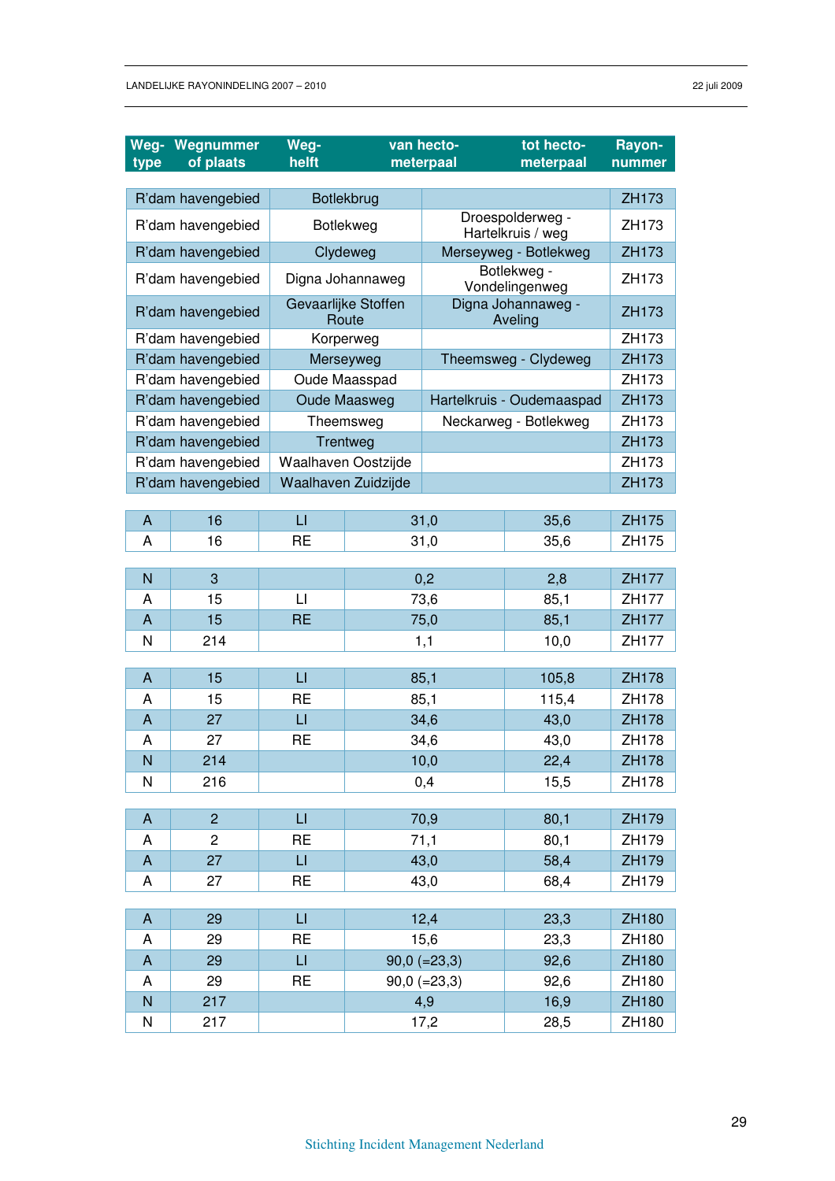| Weg-type | Wegnummer of plaats | Weg-helft | van hecto-meterpaal | tot hecto-meterpaal | Rayon-nummer |
|---|---|---|---|---|---|
| R'dam havengebied | | Botlekbrug | | | ZH173 |
| R'dam havengebied | | Botlekweg | Droespolderweg - Hartelkruis / weg | | ZH173 |
| R'dam havengebied | | Clydeweg | Merseyweg - Botlekweg | | ZH173 |
| R'dam havengebied | | Digna Johannaweg | Botlekweg - Vondelingenweg | | ZH173 |
| R'dam havengebied | | Gevaarlijke Stoffen Route | Digna Johannaweg - Aveling | | ZH173 |
| R'dam havengebied | | Korperweg | | | ZH173 |
| R'dam havengebied | | Merseyweg | Theemsweg - Clydeweg | | ZH173 |
| R'dam havengebied | | Oude Maasspad | | | ZH173 |
| R'dam havengebied | | Oude Maasweg | Hartelkruis - Oudemaaspad | | ZH173 |
| R'dam havengebied | | Theemsweg | Neckarweg - Botlekweg | | ZH173 |
| R'dam havengebied | | Trentweg | | | ZH173 |
| R'dam havengebied | | Waalhaven Oostzijde | | | ZH173 |
| R'dam havengebied | | Waalhaven Zuidzijde | | | ZH173 |
| A | 16 | LI | 31,0 | 35,6 | ZH175 |
| A | 16 | RE | 31,0 | 35,6 | ZH175 |
| N | 3 | | 0,2 | 2,8 | ZH177 |
| A | 15 | LI | 73,6 | 85,1 | ZH177 |
| A | 15 | RE | 75,0 | 85,1 | ZH177 |
| N | 214 | | 1,1 | 10,0 | ZH177 |
| A | 15 | LI | 85,1 | 105,8 | ZH178 |
| A | 15 | RE | 85,1 | 115,4 | ZH178 |
| A | 27 | LI | 34,6 | 43,0 | ZH178 |
| A | 27 | RE | 34,6 | 43,0 | ZH178 |
| N | 214 | | 10,0 | 22,4 | ZH178 |
| N | 216 | | 0,4 | 15,5 | ZH178 |
| A | 2 | LI | 70,9 | 80,1 | ZH179 |
| A | 2 | RE | 71,1 | 80,1 | ZH179 |
| A | 27 | LI | 43,0 | 58,4 | ZH179 |
| A | 27 | RE | 43,0 | 68,4 | ZH179 |
| A | 29 | LI | 12,4 | 23,3 | ZH180 |
| A | 29 | RE | 15,6 | 23,3 | ZH180 |
| A | 29 | LI | 90,0 (=23,3) | 92,6 | ZH180 |
| A | 29 | RE | 90,0 (=23,3) | 92,6 | ZH180 |
| N | 217 | | 4,9 | 16,9 | ZH180 |
| N | 217 | | 17,2 | 28,5 | ZH180 |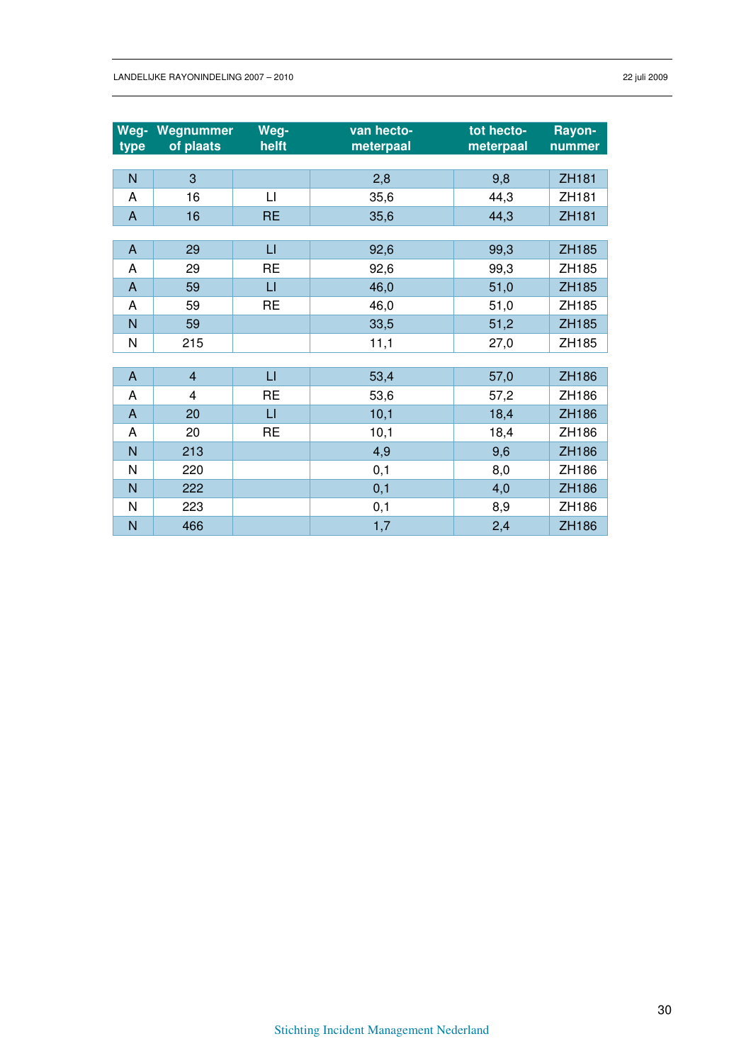| Weg-type | Wegnummer of plaats | Weg-helft | van hecto-meterpaal | tot hecto-meterpaal | Rayon-nummer |
|---|---|---|---|---|---|
| N | 3 | | 2,8 | 9,8 | ZH181 |
| A | 16 | LI | 35,6 | 44,3 | ZH181 |
| A | 16 | RE | 35,6 | 44,3 | ZH181 |
| A | 29 | LI | 92,6 | 99,3 | ZH185 |
| A | 29 | RE | 92,6 | 99,3 | ZH185 |
| A | 59 | LI | 46,0 | 51,0 | ZH185 |
| A | 59 | RE | 46,0 | 51,0 | ZH185 |
| N | 59 | | 33,5 | 51,2 | ZH185 |
| N | 215 | | 11,1 | 27,0 | ZH185 |
| A | 4 | LI | 53,4 | 57,0 | ZH186 |
| A | 4 | RE | 53,6 | 57,2 | ZH186 |
| A | 20 | LI | 10,1 | 18,4 | ZH186 |
| A | 20 | RE | 10,1 | 18,4 | ZH186 |
| N | 213 | | 4,9 | 9,6 | ZH186 |
| N | 220 | | 0,1 | 8,0 | ZH186 |
| N | 222 | | 0,1 | 4,0 | ZH186 |
| N | 223 | | 0,1 | 8,9 | ZH186 |
| N | 466 | | 1,7 | 2,4 | ZH186 |